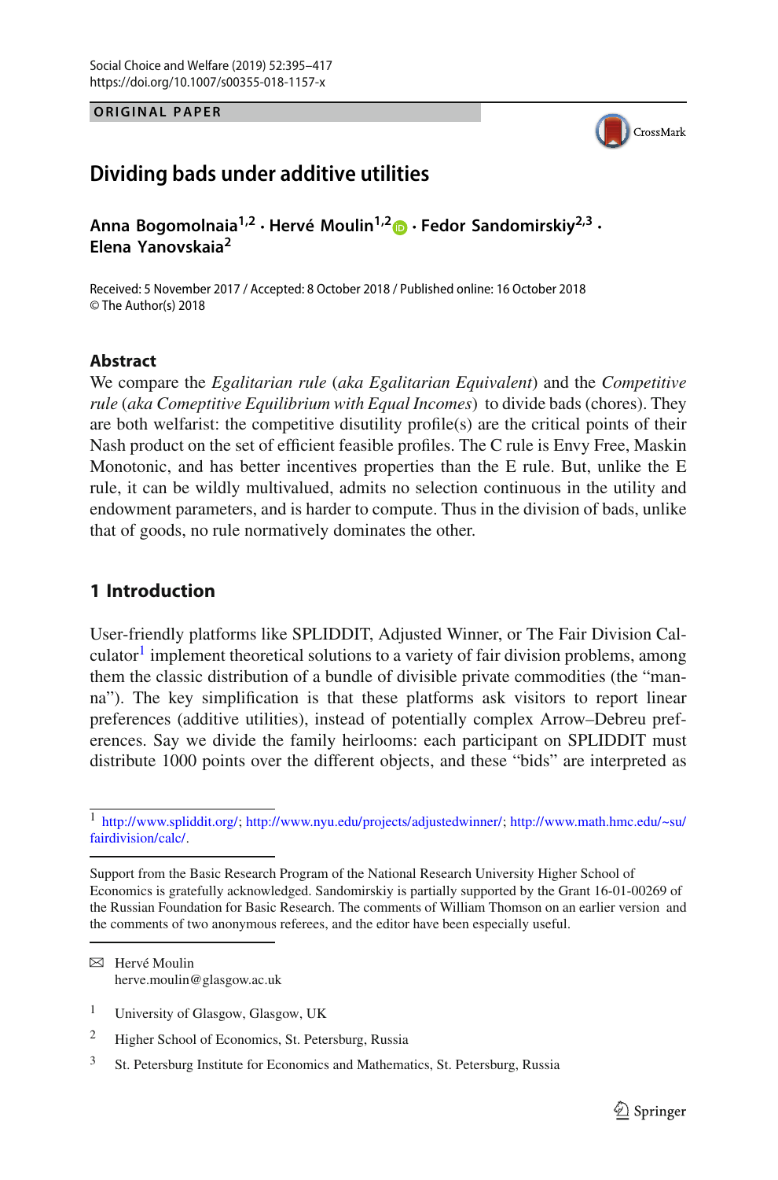ORIGINAL PAPER

# Dividing bads under additive utilities

**Anna Bogomolnaia**[1,2] **· Hervé Moulin**[1,2] **· Fedor Sandomirskiy**[2,3] **· Elena Yanovskaia**[2]

Received: 5 November 2017 / Accepted: 8 October 2018 / Published online: 16 October 2018
© The Author(s) 2018

## Abstract

We compare the *Egalitarian rule* (*aka Egalitarian Equivalent*) and the *Competitive rule* (*aka Comeptitive Equilibrium with Equal Incomes*) to divide bads (chores). They are both welfarist: the competitive disutility profile(s) are the critical points of their Nash product on the set of efficient feasible profiles. The C rule is Envy Free, Maskin Monotonic, and has better incentives properties than the E rule. But, unlike the E rule, it can be wildly multivalued, admits no selection continuous in the utility and endowment parameters, and is harder to compute. Thus in the division of bads, unlike that of goods, no rule normatively dominates the other.

## 1 Introduction

User-friendly platforms like SPLIDDIT, Adjusted Winner, or The Fair Division Calculator[1] implement theoretical solutions to a variety of fair division problems, among them the classic distribution of a bundle of divisible private commodities (the "manna"). The key simplification is that these platforms ask visitors to report linear preferences (additive utilities), instead of potentially complex Arrow–Debreu preferences. Say we divide the family heirlooms: each participant on SPLIDDIT must distribute 1000 points over the different objects, and these "bids" are interpreted as

[1] http://www.spliddit.org/; http://www.nyu.edu/projects/adjustedwinner/; http://www.math.hmc.edu/~su/fairdivision/calc/.

Support from the Basic Research Program of the National Research University Higher School of Economics is gratefully acknowledged. Sandomirskiy is partially supported by the Grant 16-01-00269 of the Russian Foundation for Basic Research. The comments of William Thomson on an earlier version and the comments of two anonymous referees, and the editor have been especially useful.

✉ Hervé Moulin
herve.moulin@glasgow.ac.uk

1 University of Glasgow, Glasgow, UK

2 Higher School of Economics, St. Petersburg, Russia

3 St. Petersburg Institute for Economics and Mathematics, St. Petersburg, Russia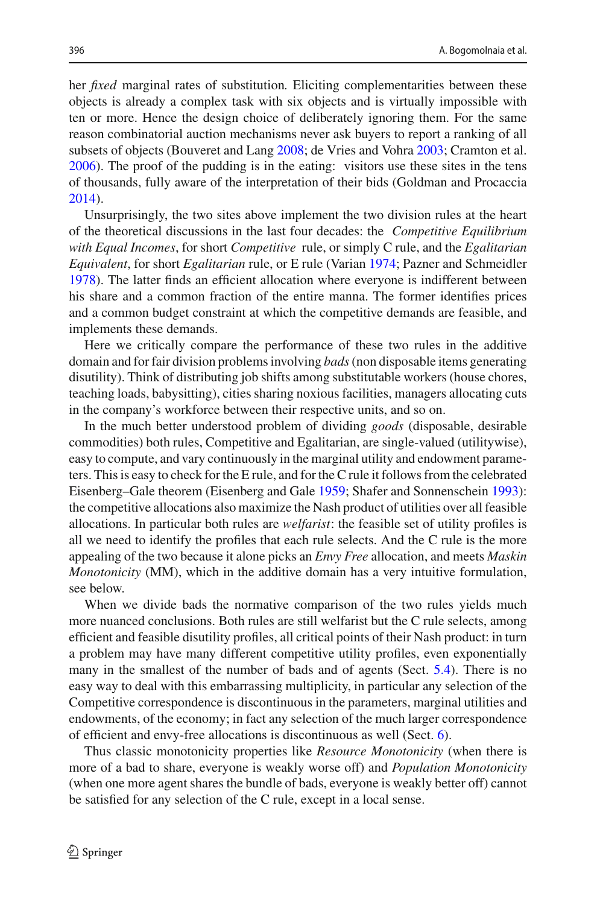her *fixed* marginal rates of substitution. Eliciting complementarities between these objects is already a complex task with six objects and is virtually impossible with ten or more. Hence the design choice of deliberately ignoring them. For the same reason combinatorial auction mechanisms never ask buyers to report a ranking of all subsets of objects (Bouveret and Lang 2008; de Vries and Vohra 2003; Cramton et al. 2006). The proof of the pudding is in the eating: visitors use these sites in the tens of thousands, fully aware of the interpretation of their bids (Goldman and Procaccia 2014).

Unsurprisingly, the two sites above implement the two division rules at the heart of the theoretical discussions in the last four decades: the *Competitive Equilibrium with Equal Incomes*, for short *Competitive* rule, or simply C rule, and the *Egalitarian Equivalent*, for short *Egalitarian* rule, or E rule (Varian 1974; Pazner and Schmeidler 1978). The latter finds an efficient allocation where everyone is indifferent between his share and a common fraction of the entire manna. The former identifies prices and a common budget constraint at which the competitive demands are feasible, and implements these demands.

Here we critically compare the performance of these two rules in the additive domain and for fair division problems involving *bads* (non disposable items generating disutility). Think of distributing job shifts among substitutable workers (house chores, teaching loads, babysitting), cities sharing noxious facilities, managers allocating cuts in the company's workforce between their respective units, and so on.

In the much better understood problem of dividing *goods* (disposable, desirable commodities) both rules, Competitive and Egalitarian, are single-valued (utilitywise), easy to compute, and vary continuously in the marginal utility and endowment parameters. This is easy to check for the E rule, and for the C rule it follows from the celebrated Eisenberg–Gale theorem (Eisenberg and Gale 1959; Shafer and Sonnenschein 1993): the competitive allocations also maximize the Nash product of utilities over all feasible allocations. In particular both rules are *welfarist*: the feasible set of utility profiles is all we need to identify the profiles that each rule selects. And the C rule is the more appealing of the two because it alone picks an *Envy Free* allocation, and meets *Maskin Monotonicity* (MM), which in the additive domain has a very intuitive formulation, see below.

When we divide bads the normative comparison of the two rules yields much more nuanced conclusions. Both rules are still welfarist but the C rule selects, among efficient and feasible disutility profiles, all critical points of their Nash product: in turn a problem may have many different competitive utility profiles, even exponentially many in the smallest of the number of bads and of agents (Sect. 5.4). There is no easy way to deal with this embarrassing multiplicity, in particular any selection of the Competitive correspondence is discontinuous in the parameters, marginal utilities and endowments, of the economy; in fact any selection of the much larger correspondence of efficient and envy-free allocations is discontinuous as well (Sect. 6).

Thus classic monotonicity properties like *Resource Monotonicity* (when there is more of a bad to share, everyone is weakly worse off) and *Population Monotonicity* (when one more agent shares the bundle of bads, everyone is weakly better off) cannot be satisfied for any selection of the C rule, except in a local sense.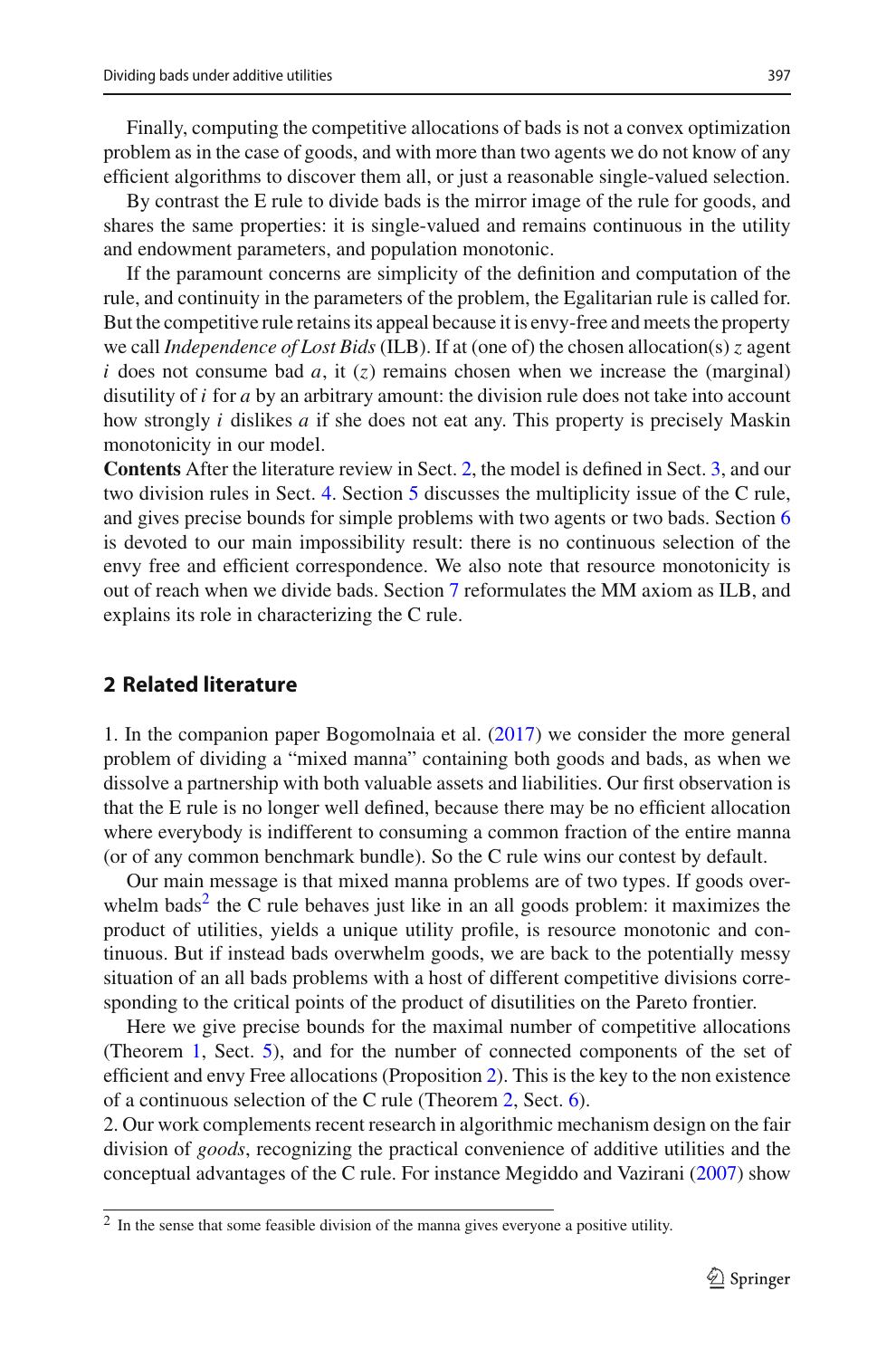Finally, computing the competitive allocations of bads is not a convex optimization problem as in the case of goods, and with more than two agents we do not know of any efficient algorithms to discover them all, or just a reasonable single-valued selection.

By contrast the E rule to divide bads is the mirror image of the rule for goods, and shares the same properties: it is single-valued and remains continuous in the utility and endowment parameters, and population monotonic.

If the paramount concerns are simplicity of the definition and computation of the rule, and continuity in the parameters of the problem, the Egalitarian rule is called for. But the competitive rule retains its appeal because it is envy-free and meets the property we call *Independence of Lost Bids* (ILB). If at (one of) the chosen allocation(s) $z$ agent $i$ does not consume bad $a$, it ($z$) remains chosen when we increase the (marginal) disutility of $i$ for $a$ by an arbitrary amount: the division rule does not take into account how strongly $i$ dislikes $a$ if she does not eat any. This property is precisely Maskin monotonicity in our model.

**Contents** After the literature review in Sect. 2, the model is defined in Sect. 3, and our two division rules in Sect. 4. Section 5 discusses the multiplicity issue of the C rule, and gives precise bounds for simple problems with two agents or two bads. Section 6 is devoted to our main impossibility result: there is no continuous selection of the envy free and efficient correspondence. We also note that resource monotonicity is out of reach when we divide bads. Section 7 reformulates the MM axiom as ILB, and explains its role in characterizing the C rule.

## 2 Related literature

1. In the companion paper Bogomolnaia et al. (2017) we consider the more general problem of dividing a "mixed manna" containing both goods and bads, as when we dissolve a partnership with both valuable assets and liabilities. Our first observation is that the E rule is no longer well defined, because there may be no efficient allocation where everybody is indifferent to consuming a common fraction of the entire manna (or of any common benchmark bundle). So the C rule wins our contest by default.

Our main message is that mixed manna problems are of two types. If goods overwhelm bads[2] the C rule behaves just like in an all goods problem: it maximizes the product of utilities, yields a unique utility profile, is resource monotonic and continuous. But if instead bads overwhelm goods, we are back to the potentially messy situation of an all bads problems with a host of different competitive divisions corresponding to the critical points of the product of disutilities on the Pareto frontier.

Here we give precise bounds for the maximal number of competitive allocations (Theorem 1, Sect. 5), and for the number of connected components of the set of efficient and envy Free allocations (Proposition 2). This is the key to the non existence of a continuous selection of the C rule (Theorem 2, Sect. 6).

2. Our work complements recent research in algorithmic mechanism design on the fair division of *goods*, recognizing the practical convenience of additive utilities and the conceptual advantages of the C rule. For instance Megiddo and Vazirani (2007) show

[2] In the sense that some feasible division of the manna gives everyone a positive utility.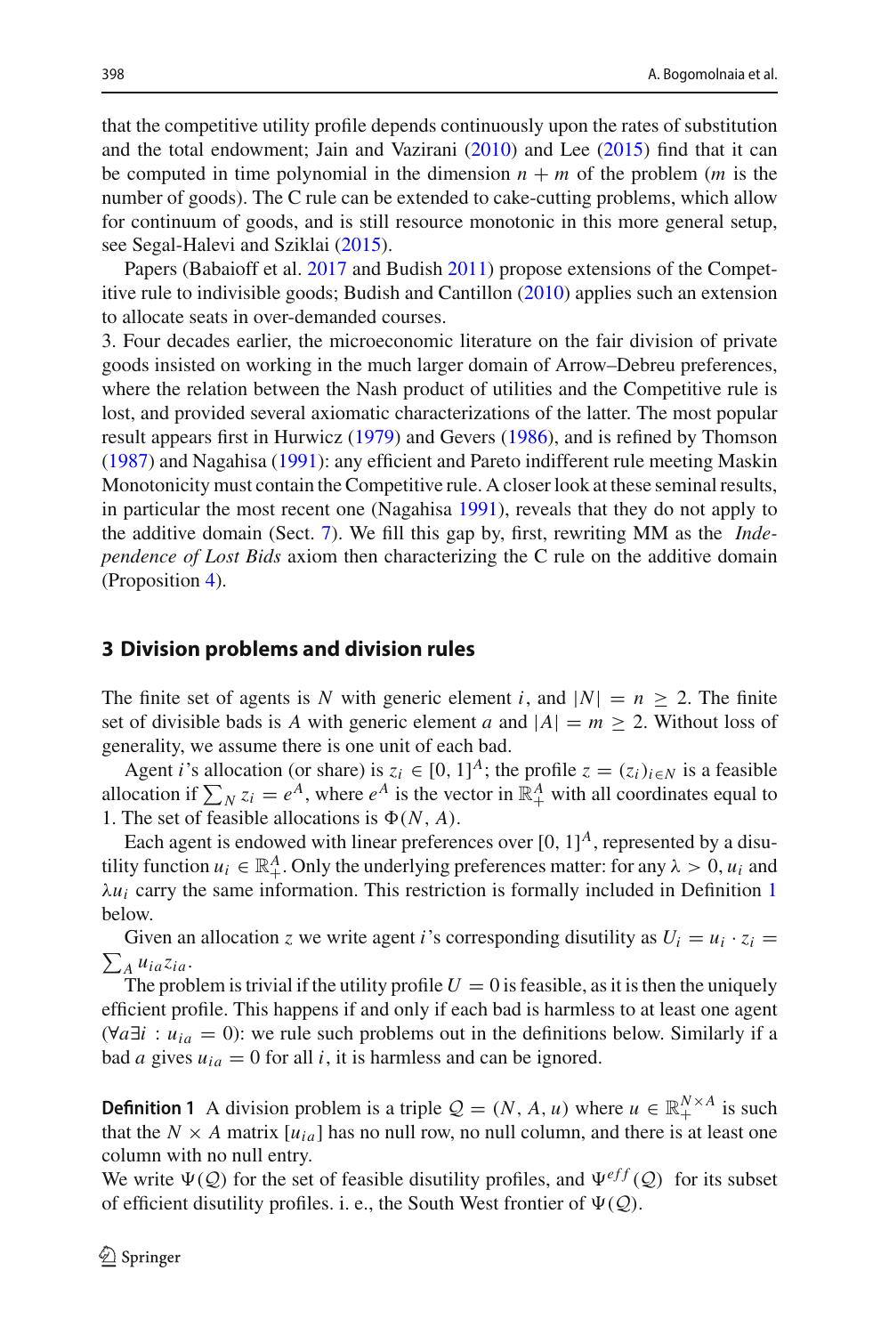that the competitive utility profile depends continuously upon the rates of substitution and the total endowment; Jain and Vazirani (2010) and Lee (2015) find that it can be computed in time polynomial in the dimension $n + m$ of the problem ($m$ is the number of goods). The C rule can be extended to cake-cutting problems, which allow for continuum of goods, and is still resource monotonic in this more general setup, see Segal-Halevi and Sziklai (2015).

Papers (Babaioff et al. 2017 and Budish 2011) propose extensions of the Competitive rule to indivisible goods; Budish and Cantillon (2010) applies such an extension to allocate seats in over-demanded courses.

3. Four decades earlier, the microeconomic literature on the fair division of private goods insisted on working in the much larger domain of Arrow–Debreu preferences, where the relation between the Nash product of utilities and the Competitive rule is lost, and provided several axiomatic characterizations of the latter. The most popular result appears first in Hurwicz (1979) and Gevers (1986), and is refined by Thomson (1987) and Nagahisa (1991): any efficient and Pareto indifferent rule meeting Maskin Monotonicity must contain the Competitive rule. A closer look at these seminal results, in particular the most recent one (Nagahisa 1991), reveals that they do not apply to the additive domain (Sect. 7). We fill this gap by, first, rewriting MM as the *Independence of Lost Bids* axiom then characterizing the C rule on the additive domain (Proposition 4).

## 3 Division problems and division rules

The finite set of agents is $N$ with generic element $i$, and $|N| = n \geq 2$. The finite set of divisible bads is $A$ with generic element $a$ and $|A| = m \geq 2$. Without loss of generality, we assume there is one unit of each bad.

Agent $i$'s allocation (or share) is $z_i \in [0, 1]^A$; the profile $z = (z_i)_{i \in N}$ is a feasible allocation if $\sum_N z_i = e^A$, where $e^A$ is the vector in $\mathbb{R}^A_+$ with all coordinates equal to 1. The set of feasible allocations is $\Phi(N, A)$.

Each agent is endowed with linear preferences over $[0, 1]^A$, represented by a disutility function $u_i \in \mathbb{R}^A_+$. Only the underlying preferences matter: for any $\lambda > 0$, $u_i$ and $\lambda u_i$ carry the same information. This restriction is formally included in Definition 1 below.

Given an allocation $z$ we write agent $i$'s corresponding disutility as $U_i = u_i \cdot z_i = \sum_A u_{ia} z_{ia}$.

The problem is trivial if the utility profile $U = 0$ is feasible, as it is then the uniquely efficient profile. This happens if and only if each bad is harmless to at least one agent ($\forall a \exists i : u_{ia} = 0$): we rule such problems out in the definitions below. Similarly if a bad $a$ gives $u_{ia} = 0$ for all $i$, it is harmless and can be ignored.

**Definition 1** A division problem is a triple $\mathcal{Q} = (N, A, u)$ where $u \in \mathbb{R}^{N \times A}_+$ is such that the $N \times A$ matrix $[u_{ia}]$ has no null row, no null column, and there is at least one column with no null entry.

We write $\Psi(\mathcal{Q})$ for the set of feasible disutility profiles, and $\Psi^{eff}(\mathcal{Q})$ for its subset of efficient disutility profiles. i. e., the South West frontier of $\Psi(\mathcal{Q})$.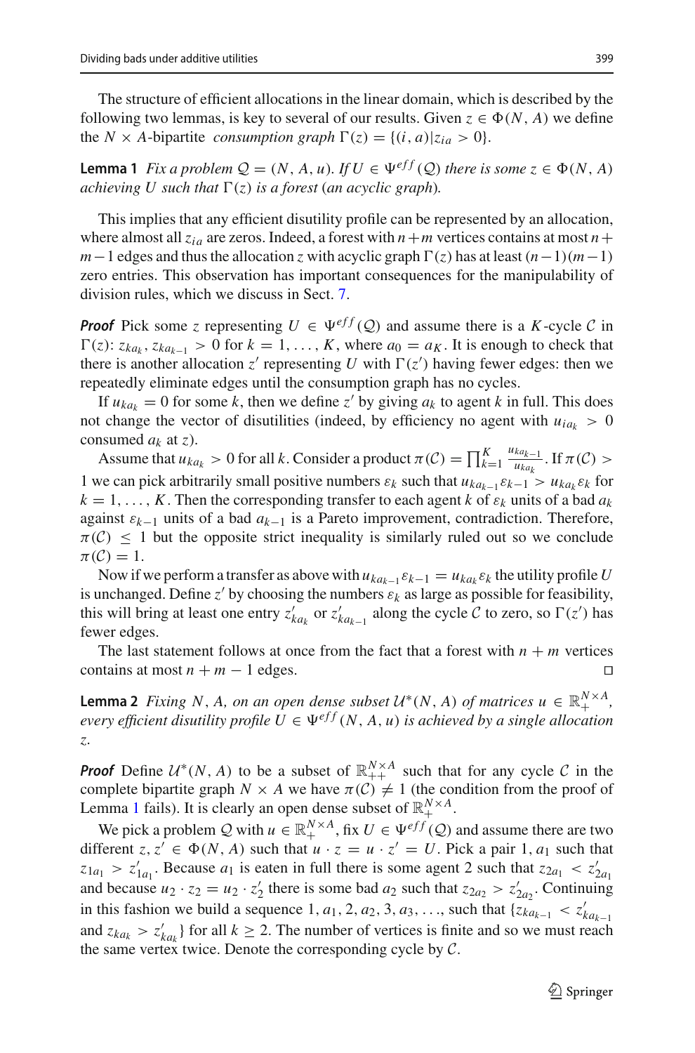The structure of efficient allocations in the linear domain, which is described by the following two lemmas, is key to several of our results. Given $z \in \Phi(N, A)$ we define the $N \times A$-bipartite *consumption graph* $\Gamma(z) = \{(i, a) | z_{ia} > 0\}$.

**Lemma 1** *Fix a problem $\mathcal{Q} = (N, A, u)$. If $U \in \Psi^{eff}(\mathcal{Q})$ there is some $z \in \Phi(N, A)$ achieving $U$ such that $\Gamma(z)$ is a forest (an acyclic graph).*

This implies that any efficient disutility profile can be represented by an allocation, where almost all $z_{ia}$ are zeros. Indeed, a forest with $n+m$ vertices contains at most $n+m-1$ edges and thus the allocation $z$ with acyclic graph $\Gamma(z)$ has at least $(n-1)(m-1)$ zero entries. This observation has important consequences for the manipulability of division rules, which we discuss in Sect. 7.

***Proof*** Pick some $z$ representing $U \in \Psi^{eff}(\mathcal{Q})$ and assume there is a $K$-cycle $\mathcal{C}$ in $\Gamma(z)$: $z_{ka_k}, z_{ka_{k-1}} > 0$ for $k = 1, \ldots, K$, where $a_0 = a_K$. It is enough to check that there is another allocation $z'$ representing $U$ with $\Gamma(z')$ having fewer edges: then we repeatedly eliminate edges until the consumption graph has no cycles.

If $u_{ka_k} = 0$ for some $k$, then we define $z'$ by giving $a_k$ to agent $k$ in full. This does not change the vector of disutilities (indeed, by efficiency no agent with $u_{ia_k} > 0$ consumed $a_k$ at $z$).

Assume that $u_{ka_k} > 0$ for all $k$. Consider a product $\pi(\mathcal{C}) = \prod_{k=1}^{K} \frac{u_{ka_{k-1}}}{u_{ka_k}}$. If $\pi(\mathcal{C}) > 1$ we can pick arbitrarily small positive numbers $\varepsilon_k$ such that $u_{ka_{k-1}}\varepsilon_{k-1} > u_{ka_k}\varepsilon_k$ for $k = 1, \ldots, K$. Then the corresponding transfer to each agent $k$ of $\varepsilon_k$ units of a bad $a_k$ against $\varepsilon_{k-1}$ units of a bad $a_{k-1}$ is a Pareto improvement, contradiction. Therefore, $\pi(\mathcal{C}) \leq 1$ but the opposite strict inequality is similarly ruled out so we conclude $\pi(\mathcal{C}) = 1$.

Now if we perform a transfer as above with $u_{ka_{k-1}}\varepsilon_{k-1} = u_{ka_k}\varepsilon_k$ the utility profile $U$ is unchanged. Define $z'$ by choosing the numbers $\varepsilon_k$ as large as possible for feasibility, this will bring at least one entry $z'_{ka_k}$ or $z'_{ka_{k-1}}$ along the cycle $\mathcal{C}$ to zero, so $\Gamma(z')$ has fewer edges.

The last statement follows at once from the fact that a forest with $n + m$ vertices contains at most $n + m - 1$ edges. $\square$

**Lemma 2** *Fixing $N$, $A$, on an open dense subset $\mathcal{U}^*(N, A)$ of matrices $u \in \mathbb{R}_+^{N \times A}$, every efficient disutility profile $U \in \Psi^{eff}(N, A, u)$ is achieved by a single allocation $z$.*

***Proof*** Define $\mathcal{U}^*(N, A)$ to be a subset of $\mathbb{R}_{++}^{N \times A}$ such that for any cycle $\mathcal{C}$ in the complete bipartite graph $N \times A$ we have $\pi(\mathcal{C}) \neq 1$ (the condition from the proof of Lemma 1 fails). It is clearly an open dense subset of $\mathbb{R}_+^{N \times A}$.

We pick a problem $\mathcal{Q}$ with $u \in \mathbb{R}_+^{N \times A}$, fix $U \in \Psi^{eff}(\mathcal{Q})$ and assume there are two different $z, z' \in \Phi(N, A)$ such that $u \cdot z = u \cdot z' = U$. Pick a pair $1, a_1$ such that $z_{1a_1} > z'_{1a_1}$. Because $a_1$ is eaten in full there is some agent 2 such that $z_{2a_1} < z'_{2a_1}$ and because $u_2 \cdot z_2 = u_2 \cdot z'_2$ there is some bad $a_2$ such that $z_{2a_2} > z'_{2a_2}$. Continuing in this fashion we build a sequence $1, a_1, 2, a_2, 3, a_3, \ldots$, such that $\{z_{ka_{k-1}} < z'_{ka_{k-1}}$ and $z_{ka_k} > z'_{ka_k}\}$ for all $k \geq 2$. The number of vertices is finite and so we must reach the same vertex twice. Denote the corresponding cycle by $\mathcal{C}$.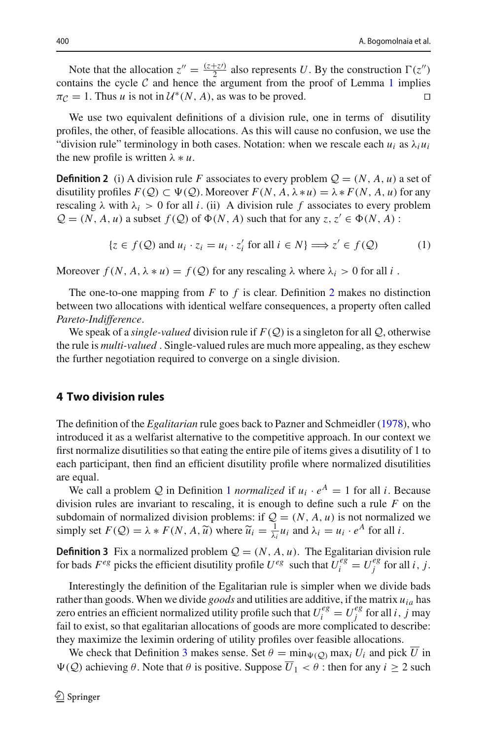Note that the allocation $z'' = \frac{(z+z')}{2}$ also represents $U$. By the construction $\Gamma(z'')$ contains the cycle $\mathcal{C}$ and hence the argument from the proof of Lemma 1 implies $\pi_{\mathcal{C}} = 1$. Thus $u$ is not in $\mathcal{U}^*(N, A)$, as was to be proved. □

We use two equivalent definitions of a division rule, one in terms of disutility profiles, the other, of feasible allocations. As this will cause no confusion, we use the "division rule" terminology in both cases. Notation: when we rescale each $u_i$ as $\lambda_i u_i$ the new profile is written $\lambda * u$.

**Definition 2** (i) A division rule $F$ associates to every problem $\mathcal{Q} = (N, A, u)$ a set of disutility profiles $F(\mathcal{Q}) \subset \Psi(\mathcal{Q})$. Moreover $F(N, A, \lambda * u) = \lambda * F(N, A, u)$ for any rescaling $\lambda$ with $\lambda_i > 0$ for all $i$. (ii) A division rule $f$ associates to every problem $\mathcal{Q} = (N, A, u)$ a subset $f(\mathcal{Q})$ of $\Phi(N, A)$ such that for any $z, z' \in \Phi(N, A)$ :

$$\{z \in f(\mathcal{Q}) \text{ and } u_i \cdot z_i = u_i \cdot z'_i \text{ for all } i \in N\} \Longrightarrow z' \in f(\mathcal{Q}) \tag{1}$$

Moreover $f(N, A, \lambda * u) = f(\mathcal{Q})$ for any rescaling $\lambda$ where $\lambda_i > 0$ for all $i$ .

The one-to-one mapping from $F$ to $f$ is clear. Definition 2 makes no distinction between two allocations with identical welfare consequences, a property often called *Pareto-Indifference*.

We speak of a *single-valued* division rule if $F(\mathcal{Q})$ is a singleton for all $\mathcal{Q}$, otherwise the rule is *multi-valued* . Single-valued rules are much more appealing, as they eschew the further negotiation required to converge on a single division.

## 4 Two division rules

The definition of the *Egalitarian* rule goes back to Pazner and Schmeidler (1978), who introduced it as a welfarist alternative to the competitive approach. In our context we first normalize disutilities so that eating the entire pile of items gives a disutility of 1 to each participant, then find an efficient disutility profile where normalized disutilities are equal.

We call a problem $\mathcal{Q}$ in Definition 1 *normalized* if $u_i \cdot e^A = 1$ for all $i$. Because division rules are invariant to rescaling, it is enough to define such a rule $F$ on the subdomain of normalized division problems: if $\mathcal{Q} = (N, A, u)$ is not normalized we simply set $F(\mathcal{Q}) = \lambda * F(N, A, \widetilde{u})$ where $\widetilde{u}_i = \frac{1}{\lambda_i} u_i$ and $\lambda_i = u_i \cdot e^A$ for all $i$.

**Definition 3** Fix a normalized problem $\mathcal{Q} = (N, A, u)$. The Egalitarian division rule for bads $F^{eg}$ picks the efficient disutility profile $U^{eg}$ such that $U_i^{eg} = U_j^{eg}$ for all $i, j$.

Interestingly the definition of the Egalitarian rule is simpler when we divide bads rather than goods. When we divide *goods* and utilities are additive, if the matrix $u_{ia}$ has zero entries an efficient normalized utility profile such that $U_i^{eg} = U_j^{eg}$ for all $i, j$ may fail to exist, so that egalitarian allocations of goods are more complicated to describe: they maximize the leximin ordering of utility profiles over feasible allocations.

We check that Definition 3 makes sense. Set $\theta = \min_{\Psi(\mathcal{Q})} \max_i U_i$ and pick $\overline{U}$ in $\Psi(\mathcal{Q})$ achieving $\theta$. Note that $\theta$ is positive. Suppose $\overline{U}_1 < \theta$ : then for any $i \geq 2$ such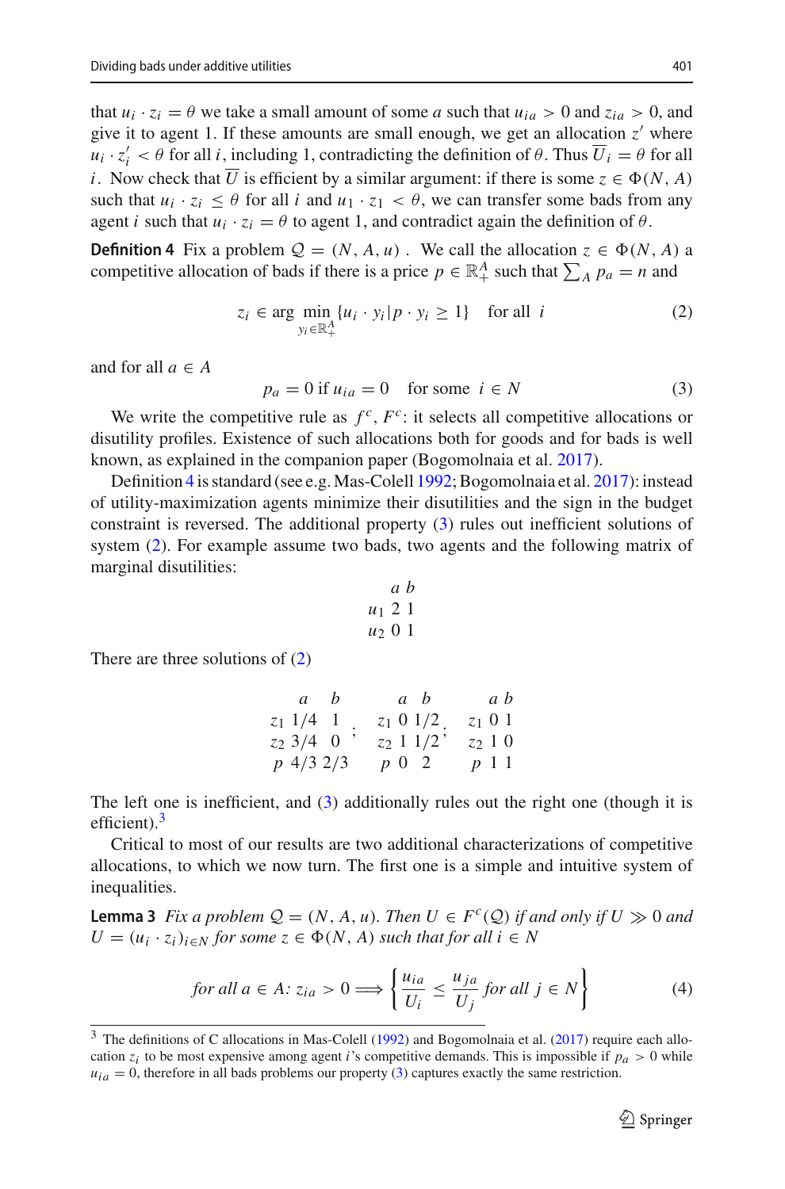that $u_i \cdot z_i = \theta$ we take a small amount of some $a$ such that $u_{ia} > 0$ and $z_{ia} > 0$, and give it to agent 1. If these amounts are small enough, we get an allocation $z'$ where $u_i \cdot z'_i < \theta$ for all $i$, including 1, contradicting the definition of $\theta$. Thus $\overline{U}_i = \theta$ for all $i$. Now check that $\overline{U}$ is efficient by a similar argument: if there is some $z \in \Phi(N, A)$ such that $u_i \cdot z_i \leq \theta$ for all $i$ and $u_1 \cdot z_1 < \theta$, we can transfer some bads from any agent $i$ such that $u_i \cdot z_i = \theta$ to agent 1, and contradict again the definition of $\theta$.

**Definition 4** Fix a problem $\mathcal{Q} = (N, A, u)$. We call the allocation $z \in \Phi(N, A)$ a competitive allocation of bads if there is a price $p \in \mathbb{R}^A_+$ such that $\sum_A p_a = n$ and

$$z_i \in \arg \min_{y_i \in \mathbb{R}^A_+} \{u_i \cdot y_i | p \cdot y_i \geq 1\} \quad \text{for all } \ i \tag{2}$$

and for all $a \in A$

$$p_a = 0 \text{ if } u_{ia} = 0 \quad \text{for some } \ i \in N \tag{3}$$

We write the competitive rule as $f^c$, $F^c$: it selects all competitive allocations or disutility profiles. Existence of such allocations both for goods and for bads is well known, as explained in the companion paper (Bogomolnaia et al. 2017).

Definition 4 is standard (see e.g. Mas-Colell 1992; Bogomolnaia et al. 2017): instead of utility-maximization agents minimize their disutilities and the sign in the budget constraint is reversed. The additional property (3) rules out inefficient solutions of system (2). For example assume two bads, two agents and the following matrix of marginal disutilities:

|  | $a$ | $b$ |
|---|---|---|
| $u_1$ | 2 | 1 |
| $u_2$ | 0 | 1 |

There are three solutions of (2)

|  | $a$ | $b$ |
|---|---|---|
| $z_1$ | 1/4 | 1 |
| $z_2$ | 3/4 | 0 |
| $p$ | 4/3 | 2/3 |

;

|  | $a$ | $b$ |
|---|---|---|
| $z_1$ | 0 | 1/2 |
| $z_2$ | 1 | 1/2 |
| $p$ | 0 | 2 |

;

|  | $a$ | $b$ |
|---|---|---|
| $z_1$ | 0 | 1 |
| $z_2$ | 1 | 0 |
| $p$ | 1 | 1 |

The left one is inefficient, and (3) additionally rules out the right one (though it is efficient).[3]

Critical to most of our results are two additional characterizations of competitive allocations, to which we now turn. The first one is a simple and intuitive system of inequalities.

**Lemma 3** *Fix a problem $\mathcal{Q} = (N, A, u)$. Then $U \in F^c(\mathcal{Q})$ if and only if $U \gg 0$ and $U = (u_i \cdot z_i)_{i \in N}$ for some $z \in \Phi(N, A)$ such that for all $i \in N$*

$$\textit{for all } a \in A\text{: } z_{ia} > 0 \Longrightarrow \left\{ \frac{u_{ia}}{U_i} \leq \frac{u_{ja}}{U_j} \textit{ for all } j \in N \right\} \tag{4}$$

[3] The definitions of C allocations in Mas-Colell (1992) and Bogomolnaia et al. (2017) require each allocation $z_i$ to be most expensive among agent $i$'s competitive demands. This is impossible if $p_a > 0$ while $u_{ia} = 0$, therefore in all bads problems our property (3) captures exactly the same restriction.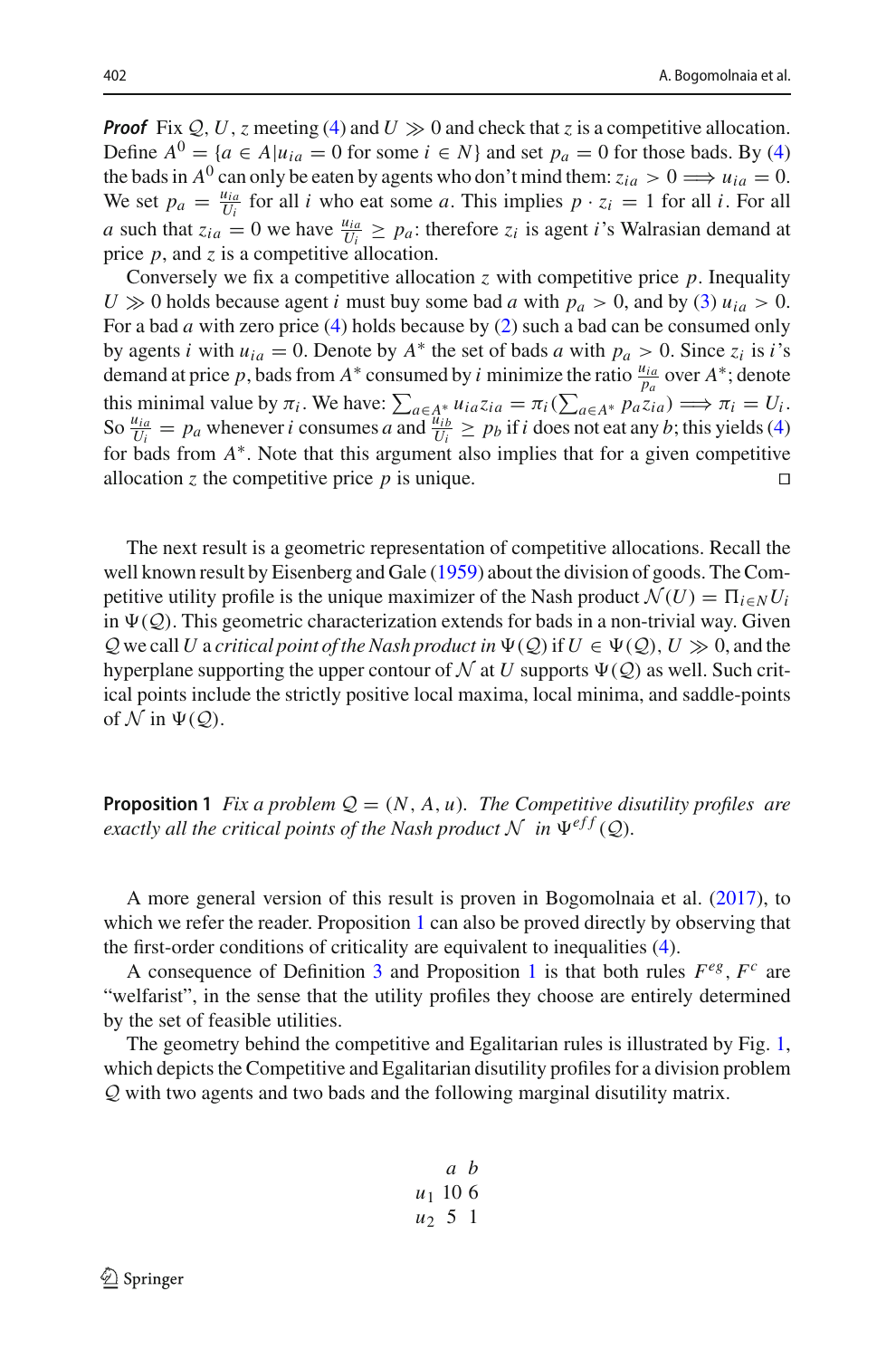***Proof*** Fix $\mathcal{Q}$, $U$, $z$ meeting (4) and $U \gg 0$ and check that $z$ is a competitive allocation. Define $A^0 = \{a \in A | u_{ia} = 0 \text{ for some } i \in N\}$ and set $p_a = 0$ for those bads. By (4) the bads in $A^0$ can only be eaten by agents who don't mind them: $z_{ia} > 0 \Longrightarrow u_{ia} = 0$. We set $p_a = \frac{u_{ia}}{U_i}$ for all $i$ who eat some $a$. This implies $p \cdot z_i = 1$ for all $i$. For all $a$ such that $z_{ia} = 0$ we have $\frac{u_{ia}}{U_i} \geq p_a$: therefore $z_i$ is agent $i$'s Walrasian demand at price $p$, and $z$ is a competitive allocation.

Conversely we fix a competitive allocation $z$ with competitive price $p$. Inequality $U \gg 0$ holds because agent $i$ must buy some bad $a$ with $p_a > 0$, and by (3) $u_{ia} > 0$. For a bad $a$ with zero price (4) holds because by (2) such a bad can be consumed only by agents $i$ with $u_{ia} = 0$. Denote by $A^*$ the set of bads $a$ with $p_a > 0$. Since $z_i$ is $i$'s demand at price $p$, bads from $A^*$ consumed by $i$ minimize the ratio $\frac{u_{ia}}{p_a}$ over $A^*$; denote this minimal value by $\pi_i$. We have: $\sum_{a \in A^*} u_{ia} z_{ia} = \pi_i (\sum_{a \in A^*} p_a z_{ia}) \Longrightarrow \pi_i = U_i$. So $\frac{u_{ia}}{U_i} = p_a$ whenever $i$ consumes $a$ and $\frac{u_{ib}}{U_i} \geq p_b$ if $i$ does not eat any $b$; this yields (4) for bads from $A^*$. Note that this argument also implies that for a given competitive allocation $z$ the competitive price $p$ is unique. $\square$

The next result is a geometric representation of competitive allocations. Recall the well known result by Eisenberg and Gale (1959) about the division of goods. The Competitive utility profile is the unique maximizer of the Nash product $\mathcal{N}(U) = \Pi_{i \in N} U_i$ in $\Psi(\mathcal{Q})$. This geometric characterization extends for bads in a non-trivial way. Given $\mathcal{Q}$ we call $U$ a *critical point of the Nash product in* $\Psi(\mathcal{Q})$ if $U \in \Psi(\mathcal{Q})$, $U \gg 0$, and the hyperplane supporting the upper contour of $\mathcal{N}$ at $U$ supports $\Psi(\mathcal{Q})$ as well. Such critical points include the strictly positive local maxima, local minima, and saddle-points of $\mathcal{N}$ in $\Psi(\mathcal{Q})$.

**Proposition 1** *Fix a problem $\mathcal{Q} = (N, A, u)$. The Competitive disutility profiles are exactly all the critical points of the Nash product $\mathcal{N}$ in $\Psi^{eff}(\mathcal{Q})$.*

A more general version of this result is proven in Bogomolnaia et al. (2017), to which we refer the reader. Proposition 1 can also be proved directly by observing that the first-order conditions of criticality are equivalent to inequalities (4).

A consequence of Definition 3 and Proposition 1 is that both rules $F^{eg}$, $F^c$ are "welfarist", in the sense that the utility profiles they choose are entirely determined by the set of feasible utilities.

The geometry behind the competitive and Egalitarian rules is illustrated by Fig. 1, which depicts the Competitive and Egalitarian disutility profiles for a division problem $\mathcal{Q}$ with two agents and two bads and the following marginal disutility matrix.

| | $a$ | $b$ |
|---|---|---|
| $u_1$ | 10 | 6 |
| $u_2$ | 5 | 1 |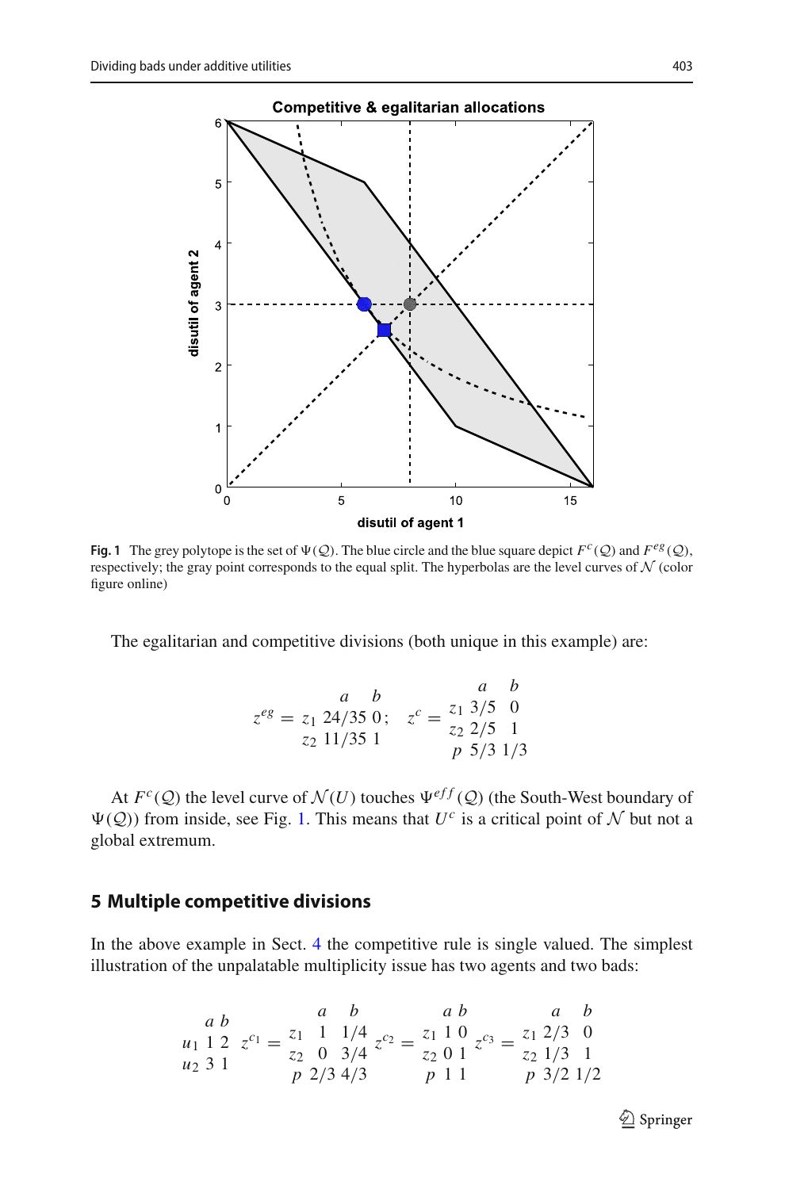**Fig. 1** The grey polytope is the set of $\Psi(\mathcal{Q})$. The blue circle and the blue square depict $F^c(\mathcal{Q})$ and $F^{eg}(\mathcal{Q})$, respectively; the gray point corresponds to the equal split. The hyperbolas are the level curves of $\mathcal{N}$ (color figure online)

The egalitarian and competitive divisions (both unique in this example) are:

$$z^{eg} = \begin{array}{ccc} & a & b \\ z_1 & 24/35 & 0 \\ z_2 & 11/35 & 1 \end{array}; \quad z^c = \begin{array}{ccc} & a & b \\ z_1 & 3/5 & 0 \\ z_2 & 2/5 & 1 \\ p & 5/3 & 1/3 \end{array}$$

At $F^c(\mathcal{Q})$ the level curve of $\mathcal{N}(U)$ touches $\Psi^{eff}(\mathcal{Q})$ (the South-West boundary of $\Psi(\mathcal{Q})$) from inside, see Fig. 1. This means that $U^c$ is a critical point of $\mathcal{N}$ but not a global extremum.

## 5 Multiple competitive divisions

In the above example in Sect. 4 the competitive rule is single valued. The simplest illustration of the unpalatable multiplicity issue has two agents and two bads:

$$\begin{array}{ccc} & a & b \\ u_1 & 1 & 2 \\ u_2 & 3 & 1 \end{array} \quad z^{c_1} = \begin{array}{ccc} & a & b \\ z_1 & 1 & 1/4 \\ z_2 & 0 & 3/4 \\ p & 2/3 & 4/3 \end{array} \quad z^{c_2} = \begin{array}{ccc} & a & b \\ z_1 & 1 & 0 \\ z_2 & 0 & 1 \\ p & 1 & 1 \end{array} \quad z^{c_3} = \begin{array}{ccc} & a & b \\ z_1 & 2/3 & 0 \\ z_2 & 1/3 & 1 \\ p & 3/2 & 1/2 \end{array}$$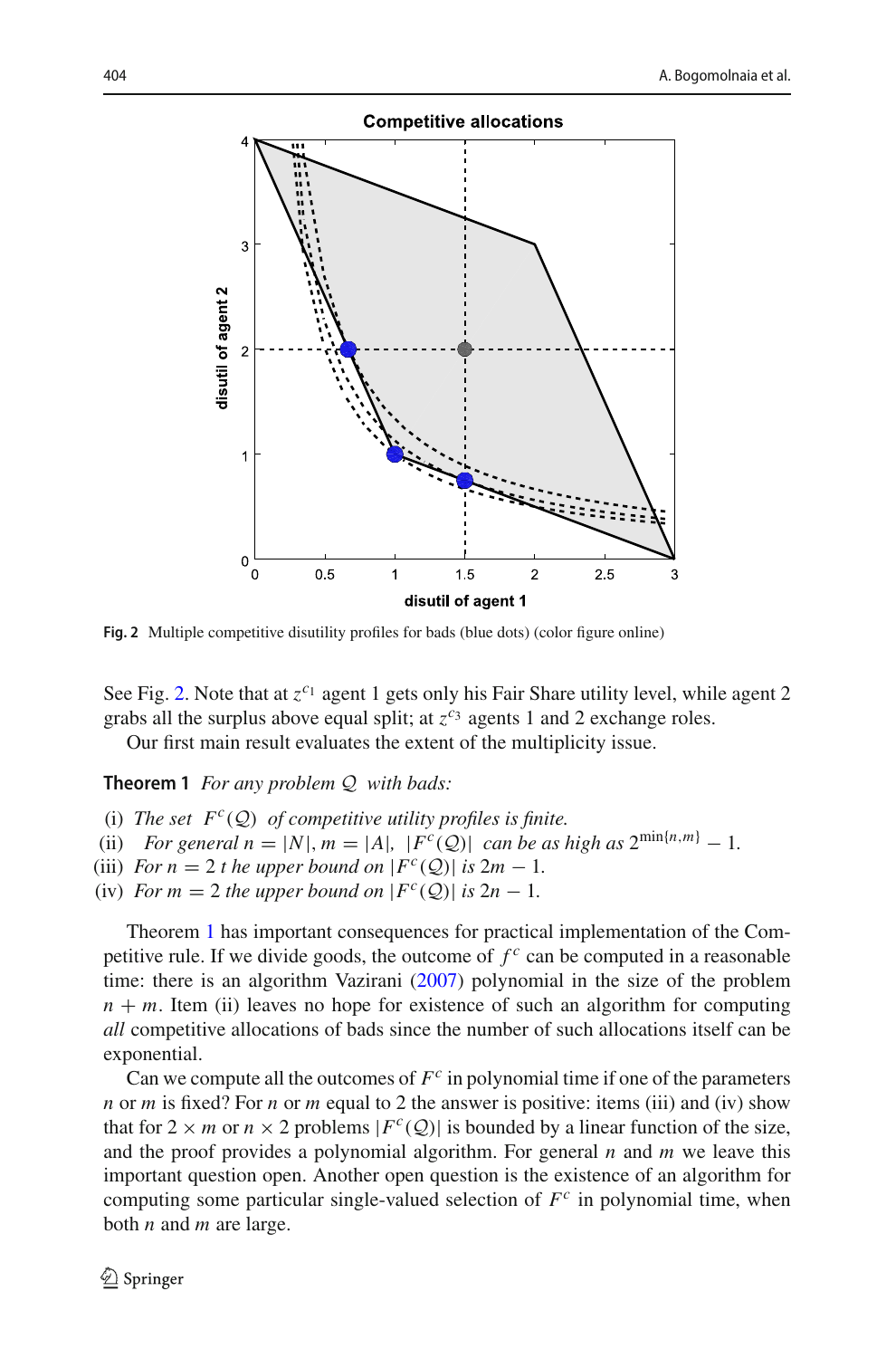Fig. 2 Multiple competitive disutility profiles for bads (blue dots) (color figure online)

See Fig. 2. Note that at $z^{c_1}$ agent 1 gets only his Fair Share utility level, while agent 2 grabs all the surplus above equal split; at $z^{c_3}$ agents 1 and 2 exchange roles.

Our first main result evaluates the extent of the multiplicity issue.

**Theorem 1** *For any problem $\mathcal{Q}$ with bads:*

(i) *The set $F^c(\mathcal{Q})$ of competitive utility profiles is finite.*
(ii) *For general $n = |N|, m = |A|$, $|F^c(\mathcal{Q})|$ can be as high as $2^{\min\{n,m\}} - 1$.*
(iii) *For $n = 2$ t he upper bound on $|F^c(\mathcal{Q})|$ is $2m - 1$.*
(iv) *For $m = 2$ the upper bound on $|F^c(\mathcal{Q})|$ is $2n - 1$.*

Theorem 1 has important consequences for practical implementation of the Competitive rule. If we divide goods, the outcome of $f^c$ can be computed in a reasonable time: there is an algorithm Vazirani (2007) polynomial in the size of the problem $n + m$. Item (ii) leaves no hope for existence of such an algorithm for computing *all* competitive allocations of bads since the number of such allocations itself can be exponential.

Can we compute all the outcomes of $F^c$ in polynomial time if one of the parameters $n$ or $m$ is fixed? For $n$ or $m$ equal to 2 the answer is positive: items (iii) and (iv) show that for $2 \times m$ or $n \times 2$ problems $|F^c(\mathcal{Q})|$ is bounded by a linear function of the size, and the proof provides a polynomial algorithm. For general $n$ and $m$ we leave this important question open. Another open question is the existence of an algorithm for computing some particular single-valued selection of $F^c$ in polynomial time, when both $n$ and $m$ are large.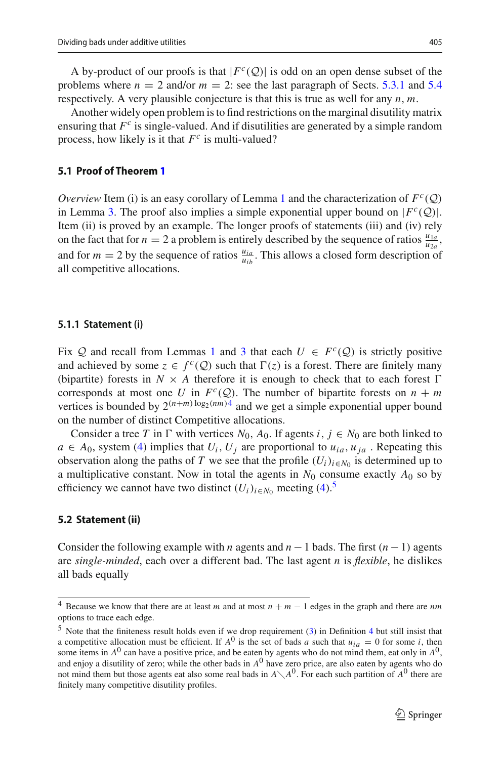A by-product of our proofs is that $|F^c(\mathcal{Q})|$ is odd on an open dense subset of the problems where $n = 2$ and/or $m = 2$: see the last paragraph of Sects. 5.3.1 and 5.4 respectively. A very plausible conjecture is that this is true as well for any $n, m$.

Another widely open problem is to find restrictions on the marginal disutility matrix ensuring that $F^c$ is single-valued. And if disutilities are generated by a simple random process, how likely is it that $F^c$ is multi-valued?

## 5.1 Proof of Theorem 1

*Overview* Item (i) is an easy corollary of Lemma 1 and the characterization of $F^c(\mathcal{Q})$ in Lemma 3. The proof also implies a simple exponential upper bound on $|F^c(\mathcal{Q})|$. Item (ii) is proved by an example. The longer proofs of statements (iii) and (iv) rely on the fact that for $n = 2$ a problem is entirely described by the sequence of ratios $\frac{u_{1a}}{u_{2a}}$, and for $m = 2$ by the sequence of ratios $\frac{u_{ia}}{u_{ib}}$. This allows a closed form description of all competitive allocations.

### 5.1.1 Statement (i)

Fix $\mathcal{Q}$ and recall from Lemmas 1 and 3 that each $U \in F^c(\mathcal{Q})$ is strictly positive and achieved by some $z \in f^c(\mathcal{Q})$ such that $\Gamma(z)$ is a forest. There are finitely many (bipartite) forests in $N \times A$ therefore it is enough to check that to each forest $\Gamma$ corresponds at most one $U$ in $F^c(\mathcal{Q})$. The number of bipartite forests on $n + m$ vertices is bounded by $2^{(n+m)\log_2(nm)}$[4] and we get a simple exponential upper bound on the number of distinct Competitive allocations.

Consider a tree $T$ in $\Gamma$ with vertices $N_0, A_0$. If agents $i, j \in N_0$ are both linked to $a \in A_0$, system (4) implies that $U_i, U_j$ are proportional to $u_{ia}, u_{ja}$ . Repeating this observation along the paths of $T$ we see that the profile $(U_i)_{i \in N_0}$ is determined up to a multiplicative constant. Now in total the agents in $N_0$ consume exactly $A_0$ so by efficiency we cannot have two distinct $(U_i)_{i \in N_0}$ meeting (4).[5]

## 5.2 Statement (ii)

Consider the following example with $n$ agents and $n - 1$ bads. The first $(n - 1)$ agents are *single-minded*, each over a different bad. The last agent $n$ is *flexible*, he dislikes all bads equally

---

[4] Because we know that there are at least $m$ and at most $n + m - 1$ edges in the graph and there are $nm$ options to trace each edge.

[5] Note that the finiteness result holds even if we drop requirement (3) in Definition 4 but still insist that a competitive allocation must be efficient. If $A^0$ is the set of bads $a$ such that $u_{ia} = 0$ for some $i$, then some items in $A^0$ can have a positive price, and be eaten by agents who do not mind them, eat only in $A^0$, and enjoy a disutility of zero; while the other bads in $A^0$ have zero price, are also eaten by agents who do not mind them but those agents eat also some real bads in $A \diagdown A^0$. For each such partition of $A^0$ there are finitely many competitive disutility profiles.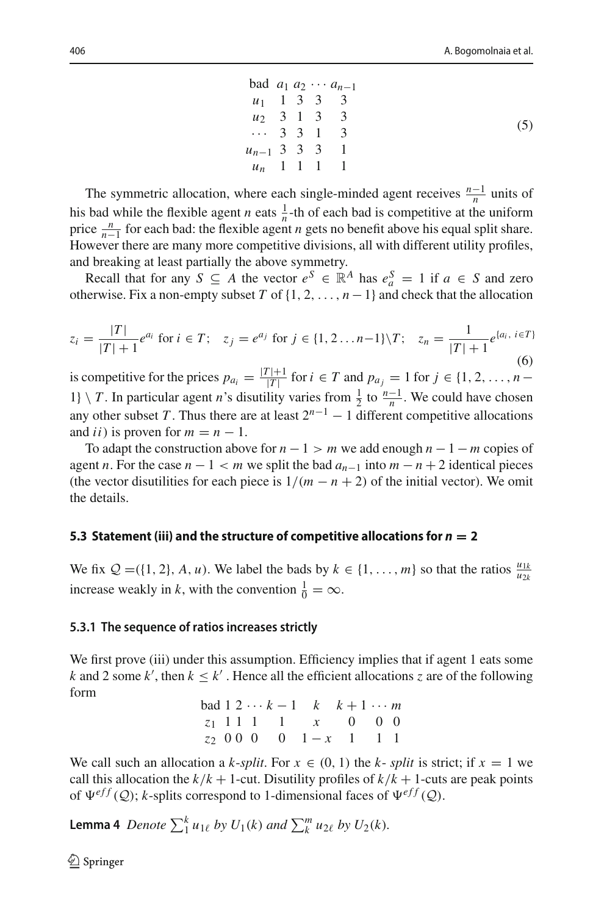$$
\begin{array}{ccccc}
\text{bad} & a_1 & a_2 & \cdots & a_{n-1} \\
u_1 & 1 & 3 & 3 & 3 \\
u_2 & 3 & 1 & 3 & 3 \\
\cdots & 3 & 3 & 1 & 3 \\
u_{n-1} & 3 & 3 & 3 & 1 \\
u_n & 1 & 1 & 1 & 1
\end{array}
\tag{5}
$$

The symmetric allocation, where each single-minded agent receives $\frac{n-1}{n}$ units of his bad while the flexible agent $n$ eats $\frac{1}{n}$-th of each bad is competitive at the uniform price $\frac{n}{n-1}$ for each bad: the flexible agent $n$ gets no benefit above his equal split share. However there are many more competitive divisions, all with different utility profiles, and breaking at least partially the above symmetry.

Recall that for any $S \subseteq A$ the vector $e^S \in \mathbb{R}^A$ has $e^S_a = 1$ if $a \in S$ and zero otherwise. Fix a non-empty subset $T$ of $\{1, 2, \ldots, n-1\}$ and check that the allocation

$$
z_i = \frac{|T|}{|T|+1} e^{a_i} \text{ for } i \in T; \quad z_j = e^{a_j} \text{ for } j \in \{1, 2 \ldots n-1\} \setminus T; \quad z_n = \frac{1}{|T|+1} e^{\{a_i,\, i \in T\}}
\tag{6}
$$

is competitive for the prices $p_{a_i} = \frac{|T|+1}{|T|}$ for $i \in T$ and $p_{a_j} = 1$ for $j \in \{1, 2, \ldots, n-1\} \setminus T$. In particular agent $n$'s disutility varies from $\frac{1}{2}$ to $\frac{n-1}{n}$. We could have chosen any other subset $T$. Thus there are at least $2^{n-1} - 1$ different competitive allocations and *ii*) is proven for $m = n - 1$.

To adapt the construction above for $n - 1 > m$ we add enough $n - 1 - m$ copies of agent $n$. For the case $n - 1 < m$ we split the bad $a_{n-1}$ into $m - n + 2$ identical pieces (the vector disutilities for each piece is $1/(m - n + 2)$ of the initial vector). We omit the details.

### 5.3 Statement (iii) and the structure of competitive allocations for $n = 2$

We fix $\mathcal{Q} = (\{1, 2\}, A, u)$. We label the bads by $k \in \{1, \ldots, m\}$ so that the ratios $\frac{u_{1k}}{u_{2k}}$ increase weakly in $k$, with the convention $\frac{1}{0} = \infty$.

#### 5.3.1 The sequence of ratios increases strictly

We first prove (iii) under this assumption. Efficiency implies that if agent 1 eats some $k$ and 2 some $k'$, then $k \le k'$. Hence all the efficient allocations $z$ are of the following form

$$
\begin{array}{ccccccccc}
\text{bad} & 1 & 2 & \cdots & k-1 & k & k+1 & \cdots & m \\
z_1 & 1 & 1 & 1 & 1 & x & 0 & 0 & 0 \\
z_2 & 0 & 0 & 0 & 0 & 1-x & 1 & 1 & 1
\end{array}
$$

We call such an allocation a *k-split*. For $x \in (0, 1)$ the *k- split* is strict; if $x = 1$ we call this allocation the $k/k+1$-cut. Disutility profiles of $k/k+1$-cuts are peak points of $\Psi^{eff}(\mathcal{Q})$; $k$-splits correspond to 1-dimensional faces of $\Psi^{eff}(\mathcal{Q})$.

**Lemma 4** *Denote* $\sum_1^k u_{1\ell}$ *by* $U_1(k)$ *and* $\sum_k^m u_{2\ell}$ *by* $U_2(k)$.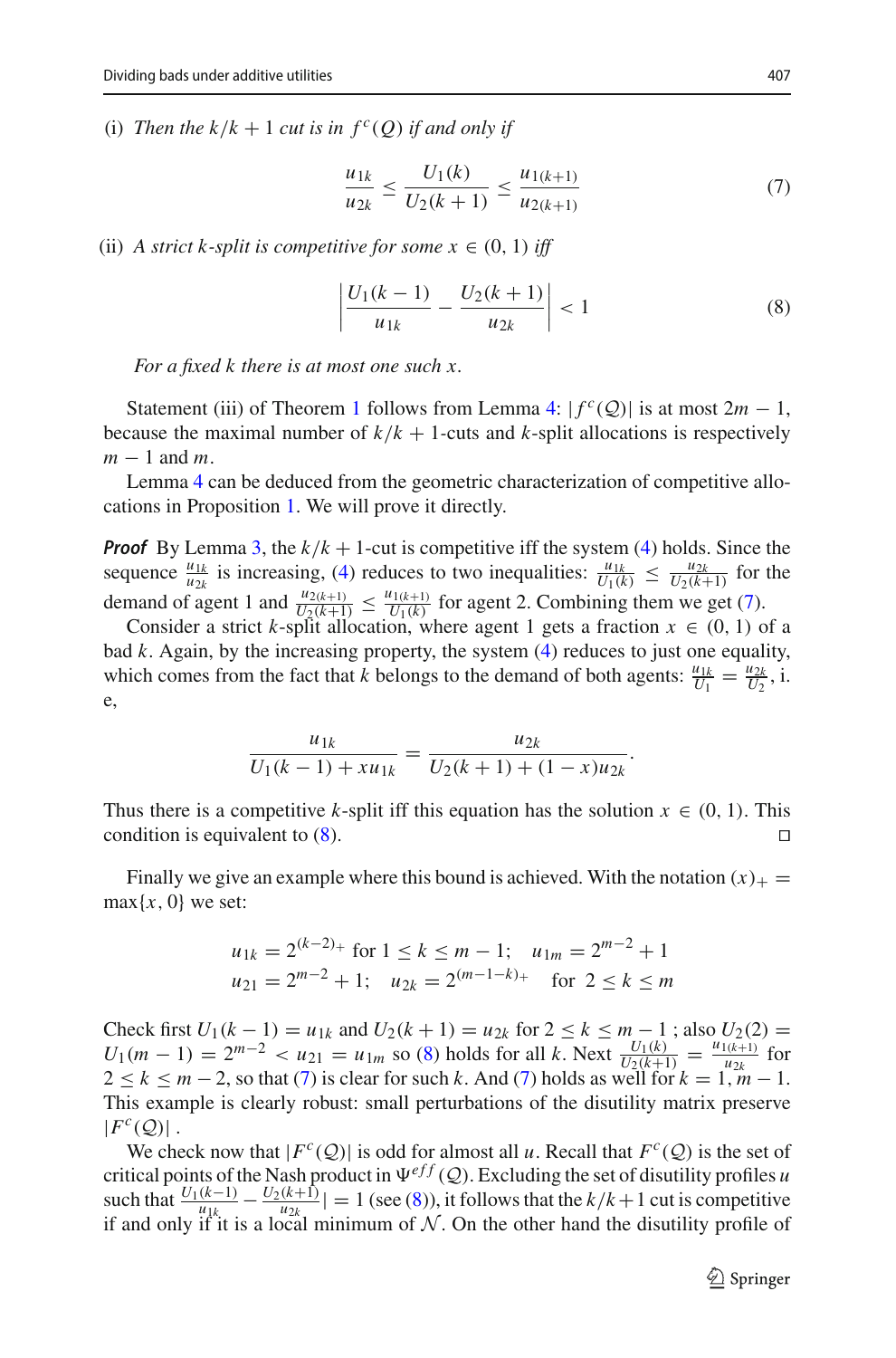(i) *Then the* $k/k+1$ *cut is in* $f^c(Q)$ *if and only if*

$$\frac{u_{1k}}{u_{2k}} \leq \frac{U_1(k)}{U_2(k+1)} \leq \frac{u_{1(k+1)}}{u_{2(k+1)}} \tag{7}$$

(ii) *A strict* $k$*-split is competitive for some* $x \in (0,1)$ *iff*

$$\left| \frac{U_1(k-1)}{u_{1k}} - \frac{U_2(k+1)}{u_{2k}} \right| < 1 \tag{8}$$

*For a fixed* $k$ *there is at most one such* $x$.

Statement (iii) of Theorem 1 follows from Lemma 4: $|f^c(\mathcal{Q})|$ is at most $2m-1$, because the maximal number of $k/k+1$-cuts and $k$-split allocations is respectively $m-1$ and $m$.

Lemma 4 can be deduced from the geometric characterization of competitive allocations in Proposition 1. We will prove it directly.

***Proof*** By Lemma 3, the $k/k+1$-cut is competitive iff the system (4) holds. Since the sequence $\frac{u_{1k}}{u_{2k}}$ is increasing, (4) reduces to two inequalities: $\frac{u_{1k}}{U_1(k)} \leq \frac{u_{2k}}{U_2(k+1)}$ for the demand of agent 1 and $\frac{u_{2(k+1)}}{U_2(k+1)} \leq \frac{u_{1(k+1)}}{U_1(k)}$ for agent 2. Combining them we get (7).

Consider a strict $k$-split allocation, where agent 1 gets a fraction $x \in (0,1)$ of a bad $k$. Again, by the increasing property, the system (4) reduces to just one equality, which comes from the fact that $k$ belongs to the demand of both agents: $\frac{u_{1k}}{U_1} = \frac{u_{2k}}{U_2}$, i. e,

$$\frac{u_{1k}}{U_1(k-1) + x u_{1k}} = \frac{u_{2k}}{U_2(k+1) + (1-x)u_{2k}}.$$

Thus there is a competitive $k$-split iff this equation has the solution $x \in (0,1)$. This condition is equivalent to (8). □

Finally we give an example where this bound is achieved. With the notation $(x)_+ = \max\{x, 0\}$ we set:

$$u_{1k} = 2^{(k-2)_+} \text{ for } 1 \leq k \leq m-1; \quad u_{1m} = 2^{m-2} + 1$$
$$u_{21} = 2^{m-2} + 1; \quad u_{2k} = 2^{(m-1-k)_+} \quad \text{for } 2 \leq k \leq m$$

Check first $U_1(k-1) = u_{1k}$ and $U_2(k+1) = u_{2k}$ for $2 \leq k \leq m-1$ ; also $U_2(2) = U_1(m-1) = 2^{m-2} < u_{21} = u_{1m}$ so (8) holds for all $k$. Next $\frac{U_1(k)}{U_2(k+1)} = \frac{u_{1(k+1)}}{u_{2k}}$ for $2 \leq k \leq m-2$, so that (7) is clear for such $k$. And (7) holds as well for $k = 1, m-1$. This example is clearly robust: small perturbations of the disutility matrix preserve $|F^c(\mathcal{Q})|$ .

We check now that $|F^c(\mathcal{Q})|$ is odd for almost all $u$. Recall that $F^c(\mathcal{Q})$ is the set of critical points of the Nash product in $\Psi^{eff}(\mathcal{Q})$. Excluding the set of disutility profiles $u$ such that $\frac{U_1(k-1)}{u_{1k}} - \frac{U_2(k+1)}{u_{2k}}| = 1$ (see (8)), it follows that the $k/k+1$ cut is competitive if and only if it is a local minimum of $\mathcal{N}$. On the other hand the disutility profile of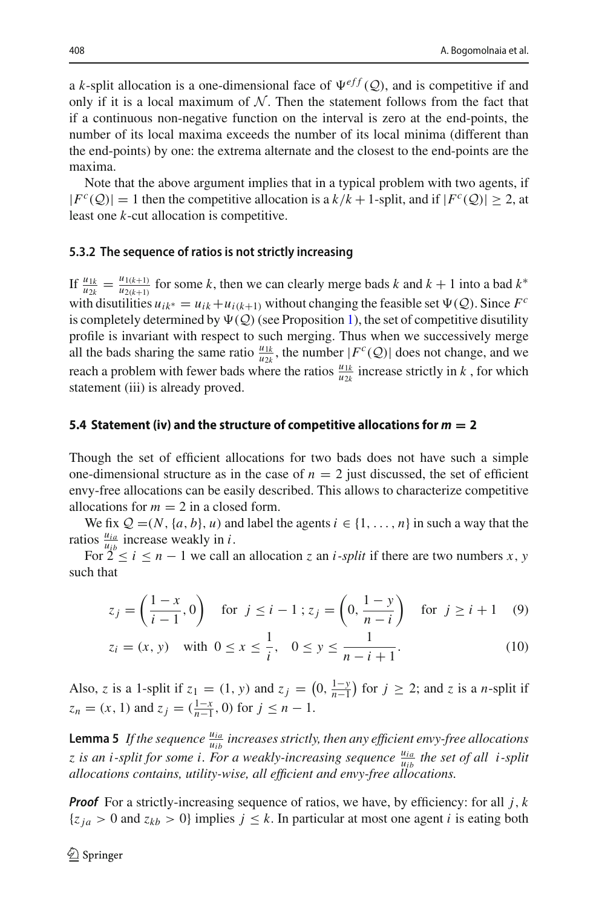a $k$-split allocation is a one-dimensional face of $\Psi^{eff}(\mathcal{Q})$, and is competitive if and only if it is a local maximum of $\mathcal{N}$. Then the statement follows from the fact that if a continuous non-negative function on the interval is zero at the end-points, the number of its local maxima exceeds the number of its local minima (different than the end-points) by one: the extrema alternate and the closest to the end-points are the maxima.

Note that the above argument implies that in a typical problem with two agents, if $|F^c(\mathcal{Q})| = 1$ then the competitive allocation is a $k/k+1$-split, and if $|F^c(\mathcal{Q})| \geq 2$, at least one $k$-cut allocation is competitive.

### 5.3.2 The sequence of ratios is not strictly increasing

If $\frac{u_{1k}}{u_{2k}} = \frac{u_{1(k+1)}}{u_{2(k+1)}}$ for some $k$, then we can clearly merge bads $k$ and $k+1$ into a bad $k^*$ with disutilities $u_{ik^*} = u_{ik} + u_{i(k+1)}$ without changing the feasible set $\Psi(\mathcal{Q})$. Since $F^c$ is completely determined by $\Psi(\mathcal{Q})$ (see Proposition 1), the set of competitive disutility profile is invariant with respect to such merging. Thus when we successively merge all the bads sharing the same ratio $\frac{u_{1k}}{u_{2k}}$, the number $|F^c(\mathcal{Q})|$ does not change, and we reach a problem with fewer bads where the ratios $\frac{u_{1k}}{u_{2k}}$ increase strictly in $k$, for which statement (iii) is already proved.

## 5.4 Statement (iv) and the structure of competitive allocations for $m = 2$

Though the set of efficient allocations for two bads does not have such a simple one-dimensional structure as in the case of $n = 2$ just discussed, the set of efficient envy-free allocations can be easily described. This allows to characterize competitive allocations for $m = 2$ in a closed form.

We fix $\mathcal{Q} = (N, \{a, b\}, u)$ and label the agents $i \in \{1, \ldots, n\}$ in such a way that the ratios $\frac{u_{ia}}{u_{ib}}$ increase weakly in $i$.

For $2 \leq i \leq n-1$ we call an allocation $z$ an *$i$-split* if there are two numbers $x, y$ such that

$$z_j = \left(\frac{1-x}{i-1}, 0\right) \quad \text{for } j \leq i-1\,;\, z_j = \left(0, \frac{1-y}{n-i}\right) \quad \text{for } j \geq i+1 \quad (9)$$

$$z_i = (x, y) \quad \text{with } 0 \leq x \leq \frac{1}{i}, \quad 0 \leq y \leq \frac{1}{n-i+1}. \quad (10)$$

Also, $z$ is a 1-split if $z_1 = (1, y)$ and $z_j = \left(0, \frac{1-y}{n-1}\right)$ for $j \geq 2$; and $z$ is a $n$-split if $z_n = (x, 1)$ and $z_j = \left(\frac{1-x}{n-1}, 0\right)$ for $j \leq n-1$.

**Lemma 5** *If the sequence $\frac{u_{ia}}{u_{ib}}$ increases strictly, then any efficient envy-free allocations $z$ is an $i$-split for some $i$. For a weakly-increasing sequence $\frac{u_{ia}}{u_{ib}}$ the set of all $i$-split allocations contains, utility-wise, all efficient and envy-free allocations.*

***Proof*** For a strictly-increasing sequence of ratios, we have, by efficiency: for all $j, k$ $\{z_{ja} > 0$ and $z_{kb} > 0\}$ implies $j \leq k$. In particular at most one agent $i$ is eating both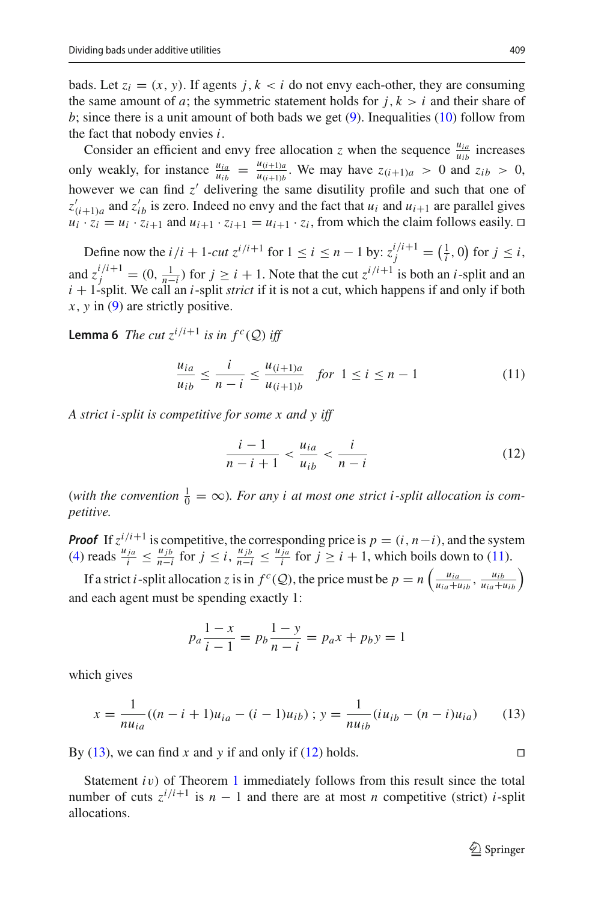bads. Let $z_i = (x, y)$. If agents $j, k < i$ do not envy each-other, they are consuming the same amount of $a$; the symmetric statement holds for $j, k > i$ and their share of $b$; since there is a unit amount of both bads we get (9). Inequalities (10) follow from the fact that nobody envies $i$.

Consider an efficient and envy free allocation $z$ when the sequence $\frac{u_{ia}}{u_{ib}}$ increases only weakly, for instance $\frac{u_{ia}}{u_{ib}} = \frac{u_{(i+1)a}}{u_{(i+1)b}}$. We may have $z_{(i+1)a} > 0$ and $z_{ib} > 0$, however we can find $z'$ delivering the same disutility profile and such that one of $z'_{(i+1)a}$ and $z'_{ib}$ is zero. Indeed no envy and the fact that $u_i$ and $u_{i+1}$ are parallel gives $u_i \cdot z_i = u_i \cdot z_{i+1}$ and $u_{i+1} \cdot z_{i+1} = u_{i+1} \cdot z_i$, from which the claim follows easily. □

Define now the $i/i+1$-*cut* $z^{i/i+1}$ for $1 \leq i \leq n-1$ by: $z_j^{i/i+1} = \left(\frac{1}{i}, 0\right)$ for $j \leq i$, and $z_j^{i/i+1} = (0, \frac{1}{n-i})$ for $j \geq i+1$. Note that the cut $z^{i/i+1}$ is both an $i$-split and an $i+1$-split. We call an $i$-split *strict* if it is not a cut, which happens if and only if both $x, y$ in (9) are strictly positive.

**Lemma 6** *The cut $z^{i/i+1}$ is in $f^c(\mathcal{Q})$ iff*

$$\frac{u_{ia}}{u_{ib}} \leq \frac{i}{n-i} \leq \frac{u_{(i+1)a}}{u_{(i+1)b}} \quad \text{for } 1 \leq i \leq n-1 \tag{11}$$

*A strict $i$-split is competitive for some $x$ and $y$ iff*

$$\frac{i-1}{n-i+1} < \frac{u_{ia}}{u_{ib}} < \frac{i}{n-i} \tag{12}$$

(*with the convention $\frac{1}{0} = \infty$*). *For any $i$ at most one strict $i$-split allocation is competitive.*

***Proof*** If $z^{i/i+1}$ is competitive, the corresponding price is $p = (i, n-i)$, and the system (4) reads $\frac{u_{ja}}{i} \leq \frac{u_{jb}}{n-i}$ for $j \leq i$, $\frac{u_{jb}}{n-i} \leq \frac{u_{ja}}{i}$ for $j \geq i+1$, which boils down to (11).

If a strict $i$-split allocation $z$ is in $f^c(\mathcal{Q})$, the price must be $p = n\left(\frac{u_{ia}}{u_{ia}+u_{ib}}, \frac{u_{ib}}{u_{ia}+u_{ib}}\right)$ and each agent must be spending exactly 1:

$$p_a \frac{1-x}{i-1} = p_b \frac{1-y}{n-i} = p_a x + p_b y = 1$$

which gives

$$x = \frac{1}{nu_{ia}}((n-i+1)u_{ia} - (i-1)u_{ib}) \, ; \, y = \frac{1}{nu_{ib}}(iu_{ib} - (n-i)u_{ia}) \tag{13}$$

By (13), we can find $x$ and $y$ if and only if (12) holds. □

Statement $iv$) of Theorem 1 immediately follows from this result since the total number of cuts $z^{i/i+1}$ is $n-1$ and there are at most $n$ competitive (strict) $i$-split allocations.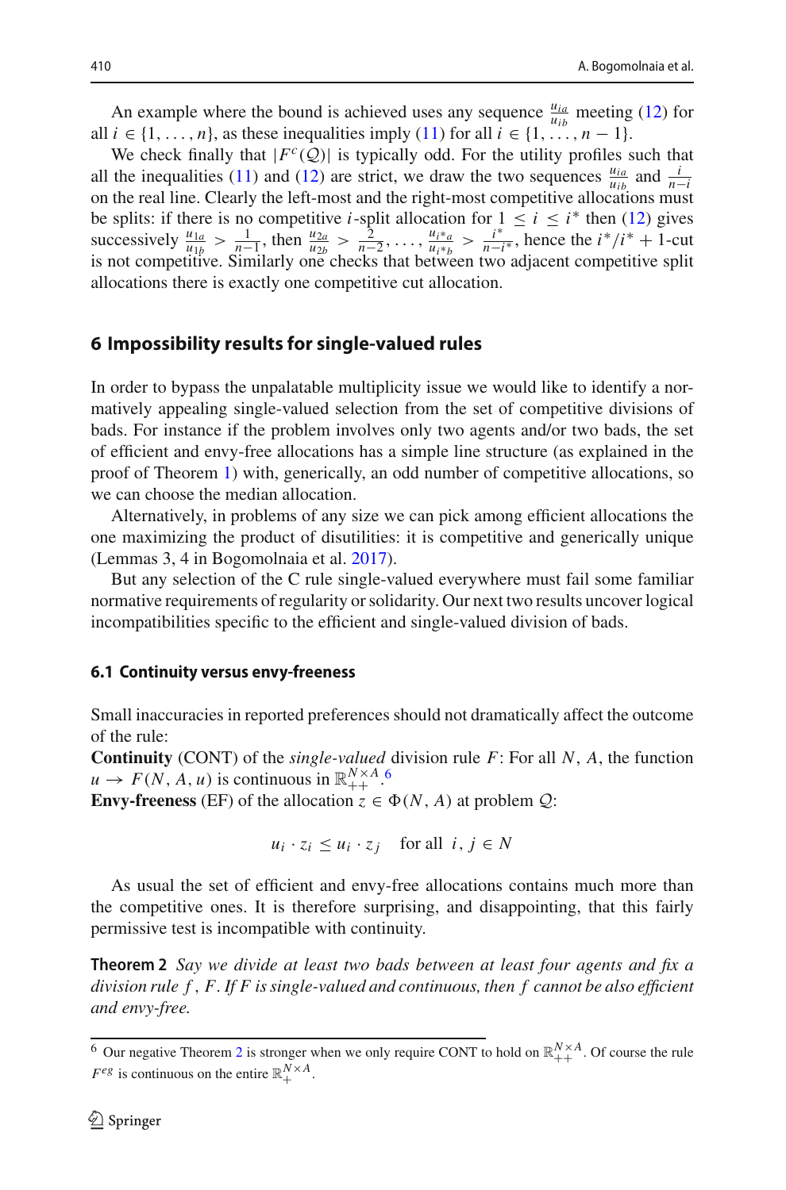An example where the bound is achieved uses any sequence $\frac{u_{ia}}{u_{ib}}$ meeting (12) for all $i \in \{1, \ldots, n\}$, as these inequalities imply (11) for all $i \in \{1, \ldots, n-1\}$.

We check finally that $|F^c(\mathcal{Q})|$ is typically odd. For the utility profiles such that all the inequalities (11) and (12) are strict, we draw the two sequences $\frac{u_{ia}}{u_{ib}}$ and $\frac{i}{n-i}$ on the real line. Clearly the left-most and the right-most competitive allocations must be splits: if there is no competitive $i$-split allocation for $1 \leq i \leq i^*$ then (12) gives successively $\frac{u_{1a}}{u_{1b}} > \frac{1}{n-1}$, then $\frac{u_{2a}}{u_{2b}} > \frac{2}{n-2}, \ldots, \frac{u_{i^*a}}{u_{i^*b}} > \frac{i^*}{n-i^*}$, hence the $i^*/i^*+1$-cut is not competitive. Similarly one checks that between two adjacent competitive split allocations there is exactly one competitive cut allocation.

## 6 Impossibility results for single-valued rules

In order to bypass the unpalatable multiplicity issue we would like to identify a normatively appealing single-valued selection from the set of competitive divisions of bads. For instance if the problem involves only two agents and/or two bads, the set of efficient and envy-free allocations has a simple line structure (as explained in the proof of Theorem 1) with, generically, an odd number of competitive allocations, so we can choose the median allocation.

Alternatively, in problems of any size we can pick among efficient allocations the one maximizing the product of disutilities: it is competitive and generically unique (Lemmas 3, 4 in Bogomolnaia et al. 2017).

But any selection of the C rule single-valued everywhere must fail some familiar normative requirements of regularity or solidarity. Our next two results uncover logical incompatibilities specific to the efficient and single-valued division of bads.

### 6.1 Continuity versus envy-freeness

Small inaccuracies in reported preferences should not dramatically affect the outcome of the rule:

**Continuity** (CONT) of the *single-valued* division rule $F$: For all $N$, $A$, the function $u \rightarrow F(N, A, u)$ is continuous in $\mathbb{R}^{N \times A}_{++}$.[6]

**Envy-freeness** (EF) of the allocation $z \in \Phi(N, A)$ at problem $\mathcal{Q}$:

$$u_i \cdot z_i \leq u_i \cdot z_j \quad \text{for all } \; i, j \in N$$

As usual the set of efficient and envy-free allocations contains much more than the competitive ones. It is therefore surprising, and disappointing, that this fairly permissive test is incompatible with continuity.

**Theorem 2** *Say we divide at least two bads between at least four agents and fix a division rule $f$, $F$. If $F$ is single-valued and continuous, then $f$ cannot be also efficient and envy-free.*

[6] Our negative Theorem 2 is stronger when we only require CONT to hold on $\mathbb{R}^{N \times A}_{++}$. Of course the rule $F^{eg}$ is continuous on the entire $\mathbb{R}^{N \times A}_{+}$.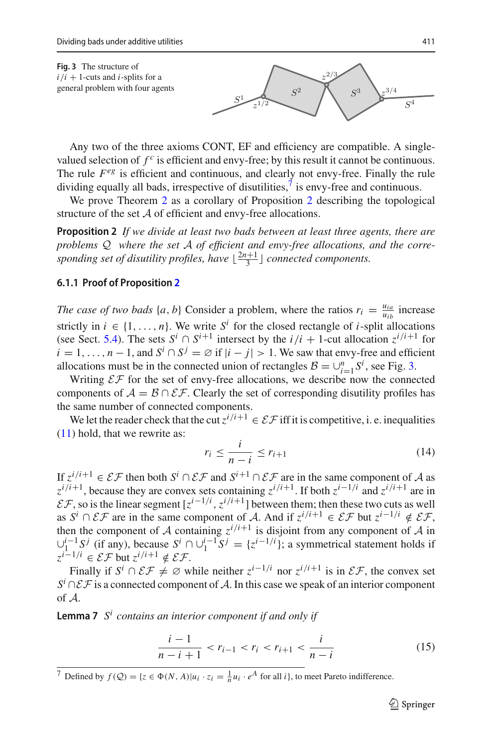**Fig. 3** The structure of $i/i+1$-cuts and $i$-splits for a general problem with four agents

Any two of the three axioms CONT, EF and efficiency are compatible. A single-valued selection of $f^c$ is efficient and envy-free; by this result it cannot be continuous. The rule $F^{eg}$ is efficient and continuous, and clearly not envy-free. Finally the rule dividing equally all bads, irrespective of disutilities,[7] is envy-free and continuous.

We prove Theorem 2 as a corollary of Proposition 2 describing the topological structure of the set $\mathcal{A}$ of efficient and envy-free allocations.

**Proposition 2** *If we divide at least two bads between at least three agents, there are problems $\mathcal{Q}$ where the set $\mathcal{A}$ of efficient and envy-free allocations, and the corresponding set of disutility profiles, have $\lfloor \frac{2n+1}{3} \rfloor$ connected components.*

### 6.1.1 Proof of Proposition 2

*The case of two bads* $\{a, b\}$ Consider a problem, where the ratios $r_i = \frac{u_{ia}}{u_{ib}}$ increase strictly in $i \in \{1, \ldots, n\}$. We write $S^i$ for the closed rectangle of $i$-split allocations (see Sect. 5.4). The sets $S^i \cap S^{i+1}$ intersect by the $i/i+1$-cut allocation $z^{i/i+1}$ for $i = 1, \ldots, n-1$, and $S^i \cap S^j = \varnothing$ if $|i - j| > 1$. We saw that envy-free and efficient allocations must be in the connected union of rectangles $\mathcal{B} = \cup_{i=1}^n S^i$, see Fig. 3.

Writing $\mathcal{EF}$ for the set of envy-free allocations, we describe now the connected components of $\mathcal{A} = \mathcal{B} \cap \mathcal{EF}$. Clearly the set of corresponding disutility profiles has the same number of connected components.

We let the reader check that the cut $z^{i/i+1} \in \mathcal{EF}$ iff it is competitive, i. e. inequalities (11) hold, that we rewrite as:

$$r_i \leq \frac{i}{n-i} \leq r_{i+1} \tag{14}$$

If $z^{i/i+1} \in \mathcal{EF}$ then both $S^i \cap \mathcal{EF}$ and $S^{i+1} \cap \mathcal{EF}$ are in the same component of $\mathcal{A}$ as $z^{i/i+1}$, because they are convex sets containing $z^{i/i+1}$. If both $z^{i-1/i}$ and $z^{i/i+1}$ are in $\mathcal{EF}$, so is the linear segment $[z^{i-1/i}, z^{i/i+1}]$ between them; then these two cuts as well as $S^i \cap \mathcal{EF}$ are in the same component of $\mathcal{A}$. And if $z^{i/i+1} \in \mathcal{EF}$ but $z^{i-1/i} \notin \mathcal{EF}$, then the component of $\mathcal{A}$ containing $z^{i/i+1}$ is disjoint from any component of $\mathcal{A}$ in $\cup_1^{i-1} S^j$ (if any), because $S^i \cap \cup_1^{i-1} S^j = \{z^{i-1/i}\}$; a symmetrical statement holds if $z^{i-1/i} \in \mathcal{EF}$ but $z^{i/i+1} \notin \mathcal{EF}$.

Finally if $S^i \cap \mathcal{EF} \neq \varnothing$ while neither $z^{i-1/i}$ nor $z^{i/i+1}$ is in $\mathcal{EF}$, the convex set $S^i \cap \mathcal{EF}$ is a connected component of $\mathcal{A}$. In this case we speak of an interior component of $\mathcal{A}$.

**Lemma 7** *$S^i$ contains an interior component if and only if*

$$\frac{i-1}{n-i+1} < r_{i-1} < r_i < r_{i+1} < \frac{i}{n-i} \tag{15}$$

[7] Defined by $f(\mathcal{Q}) = \{z \in \Phi(N, A) | u_i \cdot z_i = \frac{1}{n} u_i \cdot e^A \text{ for all } i\}$, to meet Pareto indifference.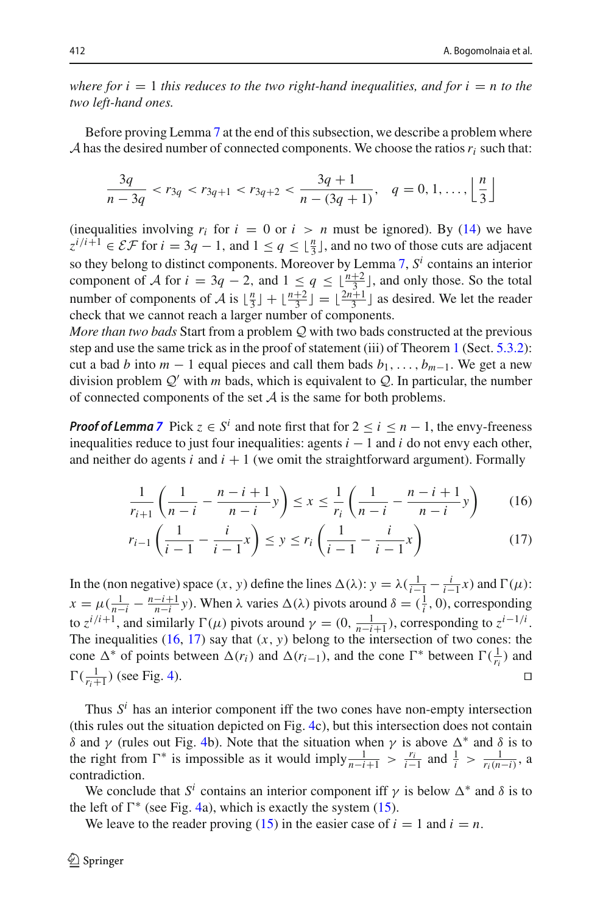*where for $i = 1$ this reduces to the two right-hand inequalities, and for $i = n$ to the two left-hand ones.*

Before proving Lemma 7 at the end of this subsection, we describe a problem where $\mathcal{A}$ has the desired number of connected components. We choose the ratios $r_i$ such that:

$$\frac{3q}{n-3q} < r_{3q} < r_{3q+1} < r_{3q+2} < \frac{3q+1}{n-(3q+1)}, \quad q = 0, 1, \ldots, \left\lfloor \frac{n}{3} \right\rfloor$$

(inequalities involving $r_i$ for $i = 0$ or $i > n$ must be ignored). By (14) we have $z^{i/i+1} \in \mathcal{EF}$ for $i = 3q - 1$, and $1 \leq q \leq \lfloor \frac{n}{3} \rfloor$, and no two of those cuts are adjacent so they belong to distinct components. Moreover by Lemma 7, $S^i$ contains an interior component of $\mathcal{A}$ for $i = 3q - 2$, and $1 \leq q \leq \lfloor \frac{n+2}{3} \rfloor$, and only those. So the total number of components of $\mathcal{A}$ is $\lfloor \frac{n}{3} \rfloor + \lfloor \frac{n+2}{3} \rfloor = \lfloor \frac{2n+1}{3} \rfloor$ as desired. We let the reader check that we cannot reach a larger number of components.

*More than two bads* Start from a problem $\mathcal{Q}$ with two bads constructed at the previous step and use the same trick as in the proof of statement (iii) of Theorem 1 (Sect. 5.3.2): cut a bad $b$ into $m - 1$ equal pieces and call them bads $b_1, \ldots, b_{m-1}$. We get a new division problem $\mathcal{Q}'$ with $m$ bads, which is equivalent to $\mathcal{Q}$. In particular, the number of connected components of the set $\mathcal{A}$ is the same for both problems.

***Proof of Lemma 7*** Pick $z \in S^i$ and note first that for $2 \leq i \leq n - 1$, the envy-freeness inequalities reduce to just four inequalities: agents $i - 1$ and $i$ do not envy each other, and neither do agents $i$ and $i + 1$ (we omit the straightforward argument). Formally

$$\frac{1}{r_{i+1}} \left( \frac{1}{n-i} - \frac{n-i+1}{n-i} y \right) \leq x \leq \frac{1}{r_i} \left( \frac{1}{n-i} - \frac{n-i+1}{n-i} y \right) \tag{16}$$

$$r_{i-1} \left( \frac{1}{i-1} - \frac{i}{i-1} x \right) \leq y \leq r_i \left( \frac{1}{i-1} - \frac{i}{i-1} x \right) \tag{17}$$

In the (non negative) space $(x, y)$ define the lines $\Delta(\lambda)$: $y = \lambda(\frac{1}{i-1} - \frac{i}{i-1} x)$ and $\Gamma(\mu)$: $x = \mu(\frac{1}{n-i} - \frac{n-i+1}{n-i} y)$. When $\lambda$ varies $\Delta(\lambda)$ pivots around $\delta = (\frac{1}{i}, 0)$, corresponding to $z^{i/i+1}$, and similarly $\Gamma(\mu)$ pivots around $\gamma = (0, \frac{1}{n-i+1})$, corresponding to $z^{i-1/i}$. The inequalities (16, 17) say that $(x, y)$ belong to the intersection of two cones: the cone $\Delta^*$ of points between $\Delta(r_i)$ and $\Delta(r_{i-1})$, and the cone $\Gamma^*$ between $\Gamma(\frac{1}{r_i})$ and $\Gamma(\frac{1}{r_{i+1}})$ (see Fig. 4). $\square$

Thus $S^i$ has an interior component iff the two cones have non-empty intersection (this rules out the situation depicted on Fig. 4c), but this intersection does not contain $\delta$ and $\gamma$ (rules out Fig. 4b). Note that the situation when $\gamma$ is above $\Delta^*$ and $\delta$ is to the right from $\Gamma^*$ is impossible as it would imply $\frac{1}{n-i+1} > \frac{r_i}{i-1}$ and $\frac{1}{i} > \frac{1}{r_i(n-i)}$, a contradiction.

We conclude that $S^i$ contains an interior component iff $\gamma$ is below $\Delta^*$ and $\delta$ is to the left of $\Gamma^*$ (see Fig. 4a), which is exactly the system (15).

We leave to the reader proving (15) in the easier case of $i = 1$ and $i = n$.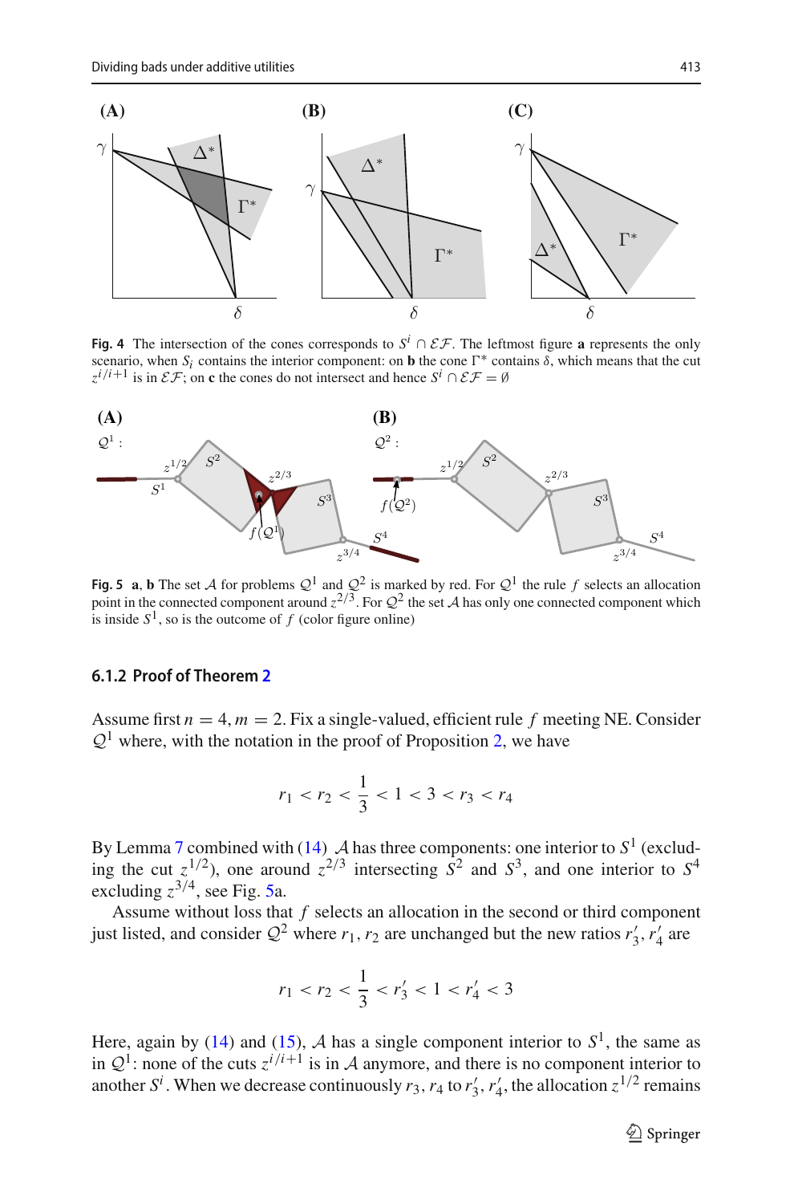**Fig. 4** The intersection of the cones corresponds to $S^i \cap \mathcal{EF}$. The leftmost figure **a** represents the only scenario, when $S_i$ contains the interior component: on **b** the cone $\Gamma^*$ contains $\delta$, which means that the cut $z^{i/i+1}$ is in $\mathcal{EF}$; on **c** the cones do not intersect and hence $S^i \cap \mathcal{EF} = \emptyset$

**Fig. 5** **a**, **b** The set $\mathcal{A}$ for problems $\mathcal{Q}^1$ and $\mathcal{Q}^2$ is marked by red. For $\mathcal{Q}^1$ the rule $f$ selects an allocation point in the connected component around $z^{2/3}$. For $\mathcal{Q}^2$ the set $\mathcal{A}$ has only one connected component which is inside $S^1$, so is the outcome of $f$ (color figure online)

### 6.1.2 Proof of Theorem 2

Assume first $n = 4, m = 2$. Fix a single-valued, efficient rule $f$ meeting NE. Consider $\mathcal{Q}^1$ where, with the notation in the proof of Proposition 2, we have

$$r_1 < r_2 < \frac{1}{3} < 1 < 3 < r_3 < r_4$$

By Lemma 7 combined with (14) $\mathcal{A}$ has three components: one interior to $S^1$ (excluding the cut $z^{1/2}$), one around $z^{2/3}$ intersecting $S^2$ and $S^3$, and one interior to $S^4$ excluding $z^{3/4}$, see Fig. 5a.

Assume without loss that $f$ selects an allocation in the second or third component just listed, and consider $\mathcal{Q}^2$ where $r_1, r_2$ are unchanged but the new ratios $r'_3, r'_4$ are

$$r_1 < r_2 < \frac{1}{3} < r'_3 < 1 < r'_4 < 3$$

Here, again by (14) and (15), $\mathcal{A}$ has a single component interior to $S^1$, the same as in $\mathcal{Q}^1$: none of the cuts $z^{i/i+1}$ is in $\mathcal{A}$ anymore, and there is no component interior to another $S^i$. When we decrease continuously $r_3, r_4$ to $r'_3, r'_4$, the allocation $z^{1/2}$ remains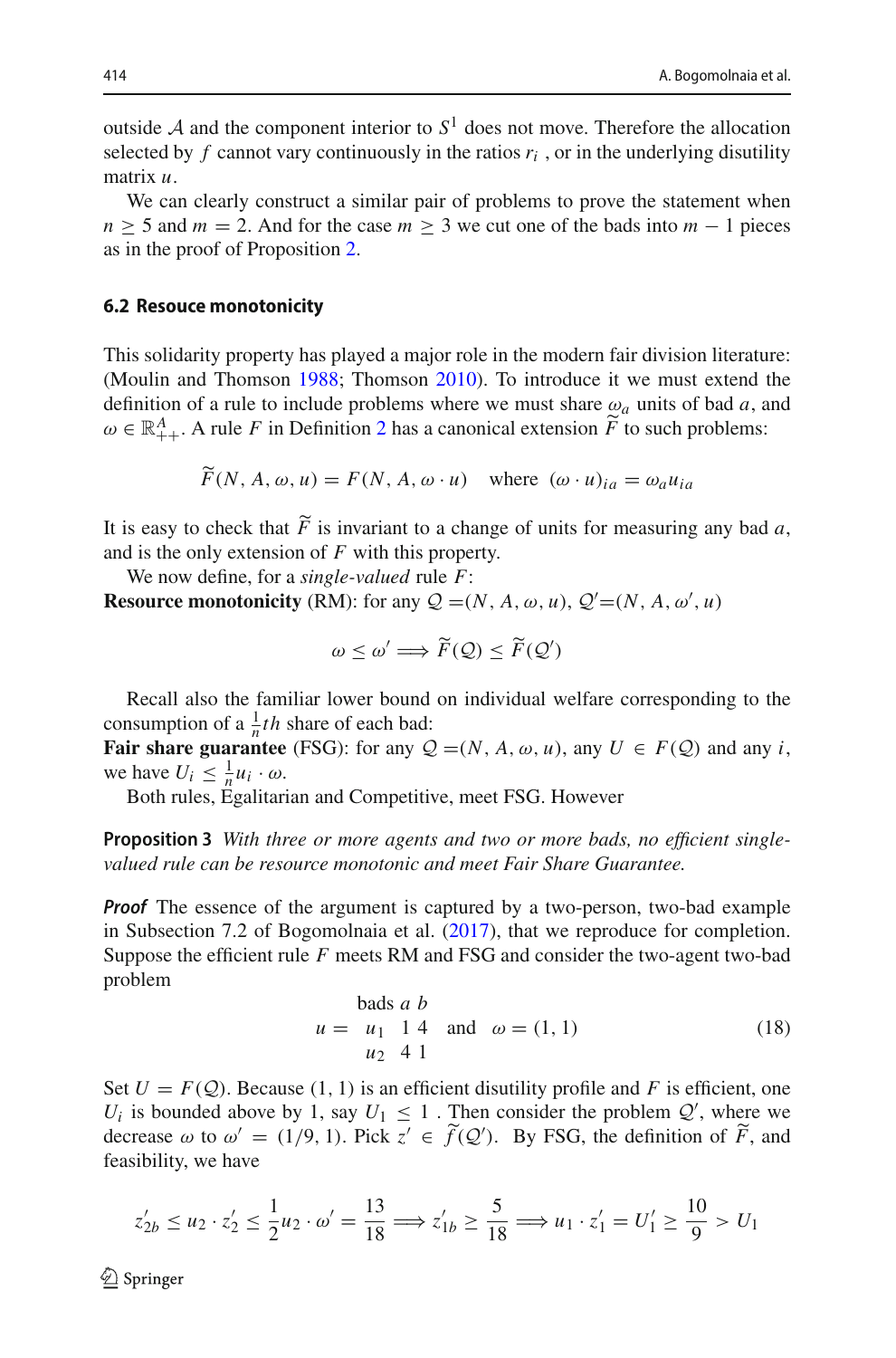outside $\mathcal{A}$ and the component interior to $S^1$ does not move. Therefore the allocation selected by $f$ cannot vary continuously in the ratios $r_i$ , or in the underlying disutility matrix $u$.

We can clearly construct a similar pair of problems to prove the statement when $n \geq 5$ and $m = 2$. And for the case $m \geq 3$ we cut one of the bads into $m - 1$ pieces as in the proof of Proposition 2.

### 6.2 Resouce monotonicity

This solidarity property has played a major role in the modern fair division literature: (Moulin and Thomson 1988; Thomson 2010). To introduce it we must extend the definition of a rule to include problems where we must share $\omega_a$ units of bad $a$, and $\omega \in \mathbb{R}^A_{++}$. A rule $F$ in Definition 2 has a canonical extension $\widetilde{F}$ to such problems:

$$\widetilde{F}(N, A, \omega, u) = F(N, A, \omega \cdot u) \quad \text{where } (\omega \cdot u)_{ia} = \omega_a u_{ia}$$

It is easy to check that $\widetilde{F}$ is invariant to a change of units for measuring any bad $a$, and is the only extension of $F$ with this property.

We now define, for a *single-valued* rule $F$:

**Resource monotonicity** (RM): for any $\mathcal{Q} = (N, A, \omega, u)$, $\mathcal{Q}' = (N, A, \omega', u)$

$$\omega \leq \omega' \Longrightarrow \widetilde{F}(\mathcal{Q}) \leq \widetilde{F}(\mathcal{Q}')$$

Recall also the familiar lower bound on individual welfare corresponding to the consumption of a $\frac{1}{n}th$ share of each bad:

**Fair share guarantee** (FSG): for any $\mathcal{Q} = (N, A, \omega, u)$, any $U \in F(\mathcal{Q})$ and any $i$, we have $U_i \leq \frac{1}{n} u_i \cdot \omega$.

Both rules, Egalitarian and Competitive, meet FSG. However

**Proposition 3** *With three or more agents and two or more bads, no efficient single-valued rule can be resource monotonic and meet Fair Share Guarantee.*

***Proof*** The essence of the argument is captured by a two-person, two-bad example in Subsection 7.2 of Bogomolnaia et al. (2017), that we reproduce for completion. Suppose the efficient rule $F$ meets RM and FSG and consider the two-agent two-bad problem

$$u = \begin{array}{ccc} \text{bads} & a & b \\ u_1 & 1 & 4 \\ u_2 & 4 & 1 \end{array} \quad \text{and} \quad \omega = (1, 1) \tag{18}$$

Set $U = F(\mathcal{Q})$. Because $(1, 1)$ is an efficient disutility profile and $F$ is efficient, one $U_i$ is bounded above by 1, say $U_1 \leq 1$ . Then consider the problem $\mathcal{Q}'$, where we decrease $\omega$ to $\omega' = (1/9, 1)$. Pick $z' \in \widetilde{f}(\mathcal{Q}')$. By FSG, the definition of $\widetilde{F}$, and feasibility, we have

$$z'_{2b} \leq u_2 \cdot z'_2 \leq \frac{1}{2} u_2 \cdot \omega' = \frac{13}{18} \Longrightarrow z'_{1b} \geq \frac{5}{18} \Longrightarrow u_1 \cdot z'_1 = U'_1 \geq \frac{10}{9} > U_1$$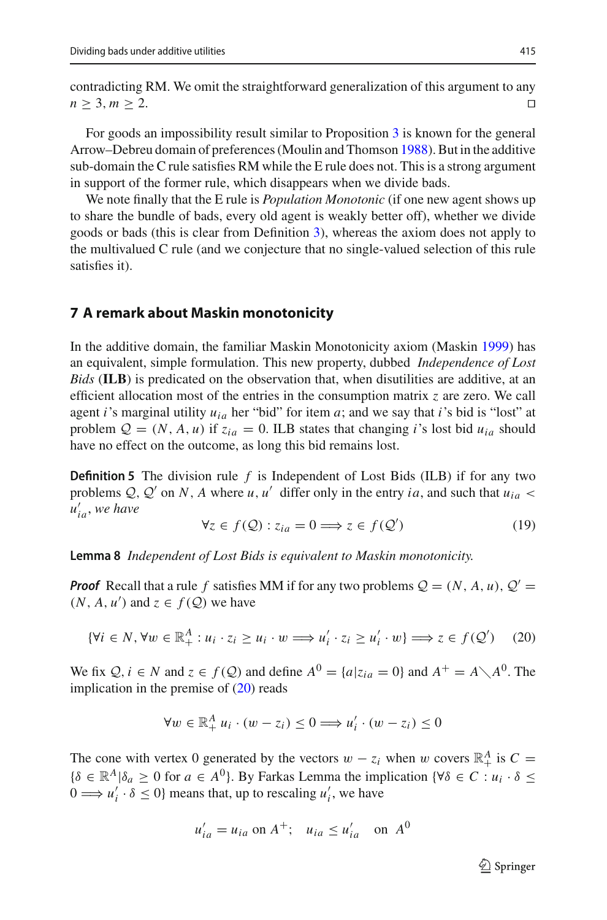contradicting RM. We omit the straightforward generalization of this argument to any $n \geq 3, m \geq 2$. □

For goods an impossibility result similar to Proposition 3 is known for the general Arrow–Debreu domain of preferences (Moulin and Thomson 1988). But in the additive sub-domain the C rule satisfies RM while the E rule does not. This is a strong argument in support of the former rule, which disappears when we divide bads.

We note finally that the E rule is *Population Monotonic* (if one new agent shows up to share the bundle of bads, every old agent is weakly better off), whether we divide goods or bads (this is clear from Definition 3), whereas the axiom does not apply to the multivalued C rule (and we conjecture that no single-valued selection of this rule satisfies it).

## 7 A remark about Maskin monotonicity

In the additive domain, the familiar Maskin Monotonicity axiom (Maskin 1999) has an equivalent, simple formulation. This new property, dubbed *Independence of Lost Bids* (**ILB**) is predicated on the observation that, when disutilities are additive, at an efficient allocation most of the entries in the consumption matrix $z$ are zero. We call agent $i$'s marginal utility $u_{ia}$ her "bid" for item $a$; and we say that $i$'s bid is "lost" at problem $\mathcal{Q} = (N, A, u)$ if $z_{ia} = 0$. ILB states that changing $i$'s lost bid $u_{ia}$ should have no effect on the outcome, as long this bid remains lost.

**Definition 5** The division rule $f$ is Independent of Lost Bids (ILB) if for any two problems $\mathcal{Q}, \mathcal{Q}'$ on $N, A$ where $u, u'$ differ only in the entry $ia$, and such that $u_{ia} < u'_{ia}$, *we have*

$$\forall z \in f(\mathcal{Q}) : z_{ia} = 0 \Longrightarrow z \in f(\mathcal{Q}') \tag{19}$$

**Lemma 8** *Independent of Lost Bids is equivalent to Maskin monotonicity.*

***Proof*** Recall that a rule $f$ satisfies MM if for any two problems $\mathcal{Q} = (N, A, u)$, $\mathcal{Q}' = (N, A, u')$ and $z \in f(\mathcal{Q})$ we have

$$\{\forall i \in N, \forall w \in \mathbb{R}^A_+ : u_i \cdot z_i \geq u_i \cdot w \Longrightarrow u'_i \cdot z_i \geq u'_i \cdot w\} \Longrightarrow z \in f(\mathcal{Q}') \tag{20}$$

We fix $\mathcal{Q}, i \in N$ and $z \in f(\mathcal{Q})$ and define $A^0 = \{a | z_{ia} = 0\}$ and $A^+ = A \diagdown A^0$. The implication in the premise of (20) reads

$$\forall w \in \mathbb{R}^A_+ \; u_i \cdot (w - z_i) \leq 0 \Longrightarrow u'_i \cdot (w - z_i) \leq 0$$

The cone with vertex 0 generated by the vectors $w - z_i$ when $w$ covers $\mathbb{R}^A_+$ is $C = \{\delta \in \mathbb{R}^A | \delta_a \geq 0 \text{ for } a \in A^0\}$. By Farkas Lemma the implication $\{\forall \delta \in C : u_i \cdot \delta \leq 0 \Longrightarrow u'_i \cdot \delta \leq 0\}$ means that, up to rescaling $u'_i$, we have

$$u'_{ia} = u_{ia} \text{ on } A^+; \quad u_{ia} \leq u'_{ia} \quad \text{on } A^0$$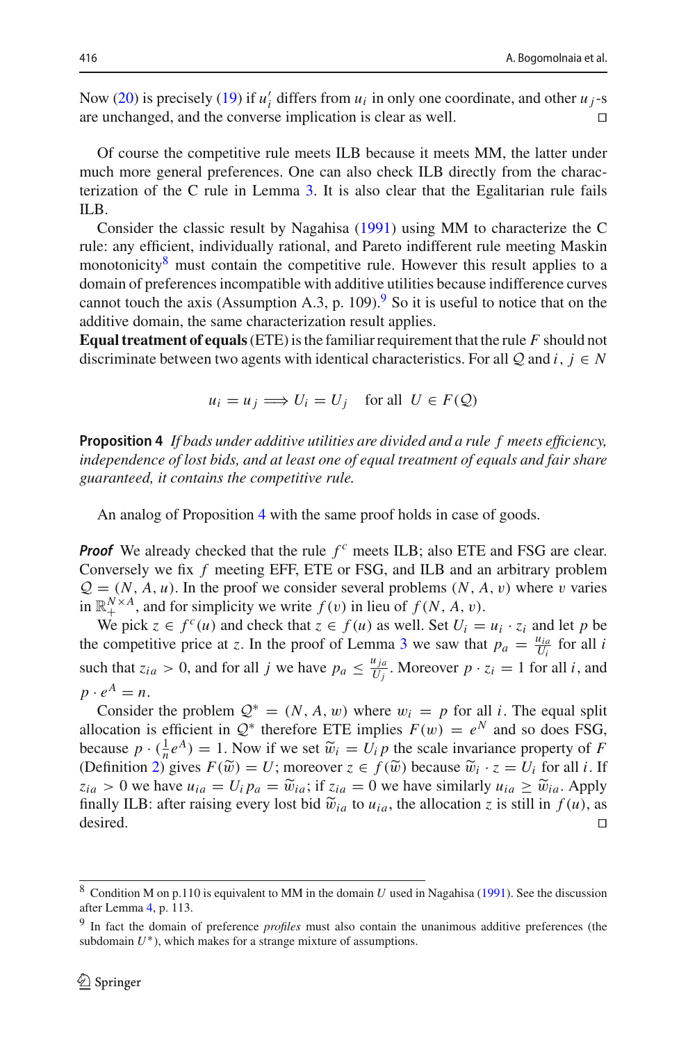Now (20) is precisely (19) if $u'_i$ differs from $u_i$ in only one coordinate, and other $u_j$-s are unchanged, and the converse implication is clear as well. ◻

Of course the competitive rule meets ILB because it meets MM, the latter under much more general preferences. One can also check ILB directly from the characterization of the C rule in Lemma 3. It is also clear that the Egalitarian rule fails ILB.

Consider the classic result by Nagahisa (1991) using MM to characterize the C rule: any efficient, individually rational, and Pareto indifferent rule meeting Maskin monotonicity[8] must contain the competitive rule. However this result applies to a domain of preferences incompatible with additive utilities because indifference curves cannot touch the axis (Assumption A.3, p. 109).[9] So it is useful to notice that on the additive domain, the same characterization result applies.

**Equal treatment of equals** (ETE) is the familiar requirement that the rule $F$ should not discriminate between two agents with identical characteristics. For all $\mathcal{Q}$ and $i, j \in N$

$$u_i = u_j \Longrightarrow U_i = U_j \quad \text{for all } \; U \in F(\mathcal{Q})$$

**Proposition 4** *If bads under additive utilities are divided and a rule $f$ meets efficiency, independence of lost bids, and at least one of equal treatment of equals and fair share guaranteed, it contains the competitive rule.*

An analog of Proposition 4 with the same proof holds in case of goods.

***Proof*** We already checked that the rule $f^c$ meets ILB; also ETE and FSG are clear. Conversely we fix $f$ meeting EFF, ETE or FSG, and ILB and an arbitrary problem $\mathcal{Q} = (N, A, u)$. In the proof we consider several problems $(N, A, v)$ where $v$ varies in $\mathbb{R}_+^{N \times A}$, and for simplicity we write $f(v)$ in lieu of $f(N, A, v)$.

We pick $z \in f^c(u)$ and check that $z \in f(u)$ as well. Set $U_i = u_i \cdot z_i$ and let $p$ be the competitive price at $z$. In the proof of Lemma 3 we saw that $p_a = \frac{u_{ia}}{U_i}$ for all $i$ such that $z_{ia} > 0$, and for all $j$ we have $p_a \leq \frac{u_{ja}}{U_j}$. Moreover $p \cdot z_i = 1$ for all $i$, and $p \cdot e^A = n$.

Consider the problem $\mathcal{Q}^* = (N, A, w)$ where $w_i = p$ for all $i$. The equal split allocation is efficient in $\mathcal{Q}^*$ therefore ETE implies $F(w) = e^N$ and so does FSG, because $p \cdot (\frac{1}{n} e^A) = 1$. Now if we set $\widetilde{w}_i = U_i p$ the scale invariance property of $F$ (Definition 2) gives $F(\widetilde{w}) = U$; moreover $z \in f(\widetilde{w})$ because $\widetilde{w}_i \cdot z = U_i$ for all $i$. If $z_{ia} > 0$ we have $u_{ia} = U_i p_a = \widetilde{w}_{ia}$; if $z_{ia} = 0$ we have similarly $u_{ia} \geq \widetilde{w}_{ia}$. Apply finally ILB: after raising every lost bid $\widetilde{w}_{ia}$ to $u_{ia}$, the allocation $z$ is still in $f(u)$, as desired. ◻

---

[8] Condition M on p.110 is equivalent to MM in the domain $U$ used in Nagahisa (1991). See the discussion after Lemma 4, p. 113.

[9] In fact the domain of preference *profiles* must also contain the unanimous additive preferences (the subdomain $U^*$), which makes for a strange mixture of assumptions.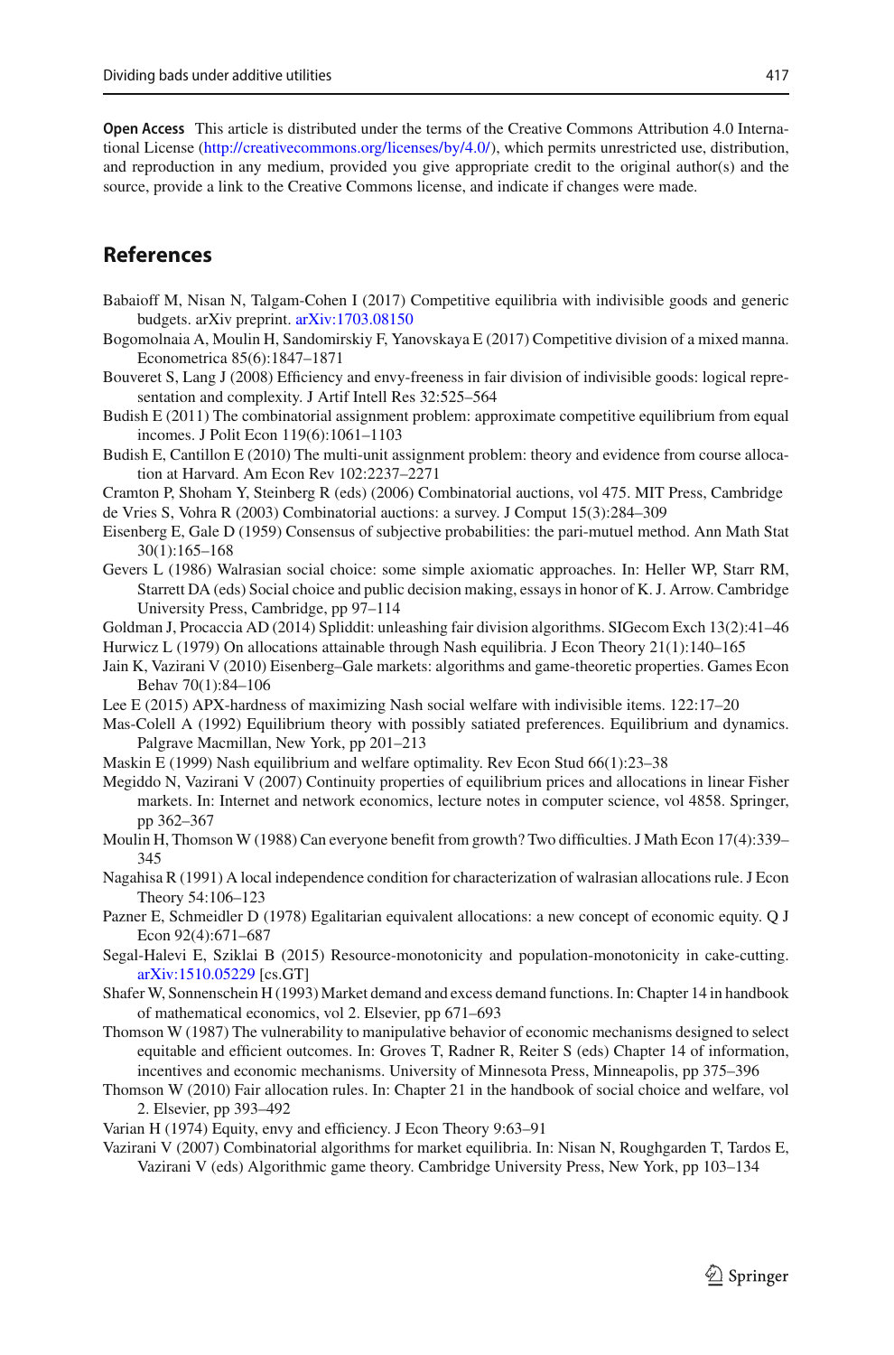**Open Access** This article is distributed under the terms of the Creative Commons Attribution 4.0 International License (http://creativecommons.org/licenses/by/4.0/), which permits unrestricted use, distribution, and reproduction in any medium, provided you give appropriate credit to the original author(s) and the source, provide a link to the Creative Commons license, and indicate if changes were made.

## References

Babaioff M, Nisan N, Talgam-Cohen I (2017) Competitive equilibria with indivisible goods and generic budgets. arXiv preprint. arXiv:1703.08150

Bogomolnaia A, Moulin H, Sandomirskiy F, Yanovskaya E (2017) Competitive division of a mixed manna. Econometrica 85(6):1847–1871

Bouveret S, Lang J (2008) Efficiency and envy-freeness in fair division of indivisible goods: logical representation and complexity. J Artif Intell Res 32:525–564

Budish E (2011) The combinatorial assignment problem: approximate competitive equilibrium from equal incomes. J Polit Econ 119(6):1061–1103

Budish E, Cantillon E (2010) The multi-unit assignment problem: theory and evidence from course allocation at Harvard. Am Econ Rev 102:2237–2271

Cramton P, Shoham Y, Steinberg R (eds) (2006) Combinatorial auctions, vol 475. MIT Press, Cambridge

de Vries S, Vohra R (2003) Combinatorial auctions: a survey. J Comput 15(3):284–309

Eisenberg E, Gale D (1959) Consensus of subjective probabilities: the pari-mutuel method. Ann Math Stat 30(1):165–168

Gevers L (1986) Walrasian social choice: some simple axiomatic approaches. In: Heller WP, Starr RM, Starrett DA (eds) Social choice and public decision making, essays in honor of K. J. Arrow. Cambridge University Press, Cambridge, pp 97–114

Goldman J, Procaccia AD (2014) Spliddit: unleashing fair division algorithms. SIGecom Exch 13(2):41–46

Hurwicz L (1979) On allocations attainable through Nash equilibria. J Econ Theory 21(1):140–165

Jain K, Vazirani V (2010) Eisenberg–Gale markets: algorithms and game-theoretic properties. Games Econ Behav 70(1):84–106

Lee E (2015) APX-hardness of maximizing Nash social welfare with indivisible items. 122:17–20

Mas-Colell A (1992) Equilibrium theory with possibly satiated preferences. Equilibrium and dynamics. Palgrave Macmillan, New York, pp 201–213

Maskin E (1999) Nash equilibrium and welfare optimality. Rev Econ Stud 66(1):23–38

Megiddo N, Vazirani V (2007) Continuity properties of equilibrium prices and allocations in linear Fisher markets. In: Internet and network economics, lecture notes in computer science, vol 4858. Springer, pp 362–367

Moulin H, Thomson W (1988) Can everyone benefit from growth? Two difficulties. J Math Econ 17(4):339–345

Nagahisa R (1991) A local independence condition for characterization of walrasian allocations rule. J Econ Theory 54:106–123

Pazner E, Schmeidler D (1978) Egalitarian equivalent allocations: a new concept of economic equity. Q J Econ 92(4):671–687

Segal-Halevi E, Sziklai B (2015) Resource-monotonicity and population-monotonicity in cake-cutting. arXiv:1510.05229 [cs.GT]

Shafer W, Sonnenschein H (1993) Market demand and excess demand functions. In: Chapter 14 in handbook of mathematical economics, vol 2. Elsevier, pp 671–693

Thomson W (1987) The vulnerability to manipulative behavior of economic mechanisms designed to select equitable and efficient outcomes. In: Groves T, Radner R, Reiter S (eds) Chapter 14 of information, incentives and economic mechanisms. University of Minnesota Press, Minneapolis, pp 375–396

Thomson W (2010) Fair allocation rules. In: Chapter 21 in the handbook of social choice and welfare, vol 2. Elsevier, pp 393–492

Varian H (1974) Equity, envy and efficiency. J Econ Theory 9:63–91

Vazirani V (2007) Combinatorial algorithms for market equilibria. In: Nisan N, Roughgarden T, Tardos E, Vazirani V (eds) Algorithmic game theory. Cambridge University Press, New York, pp 103–134